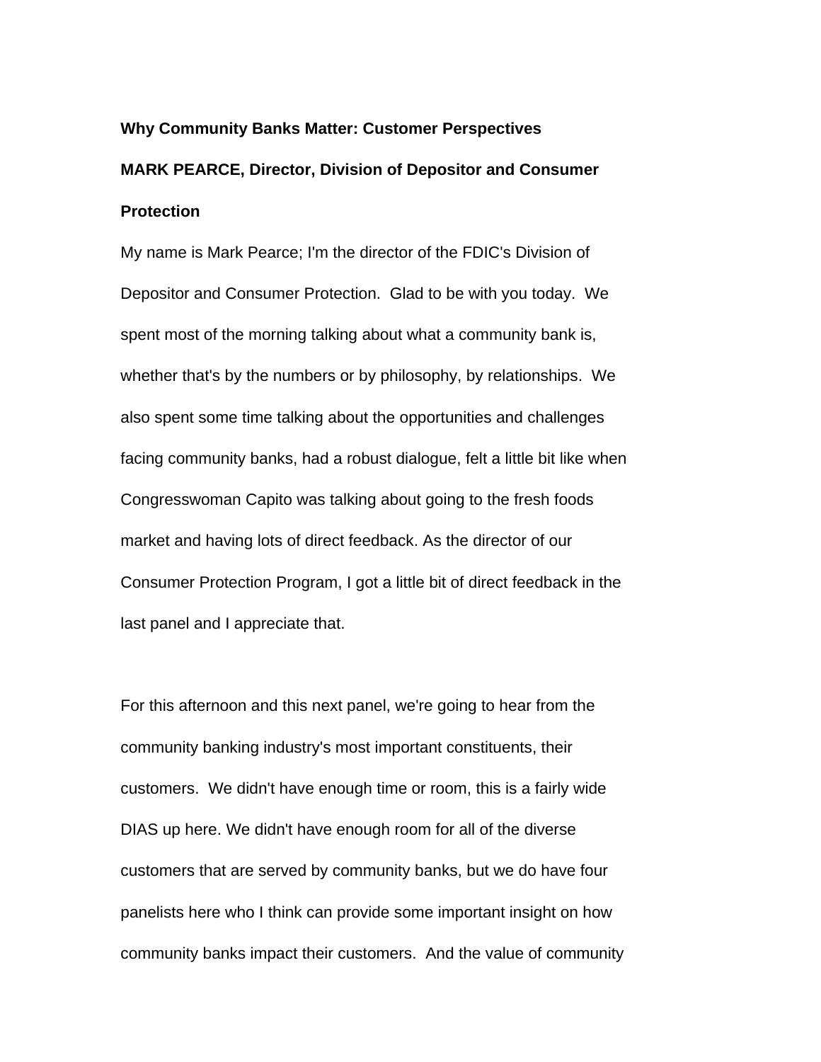**Why Community Banks Matter: Customer Perspectives**

**MARK PEARCE, Director, Division of Depositor and Consumer Protection**

My name is Mark Pearce; I'm the director of the FDIC's Division of Depositor and Consumer Protection. Glad to be with you today. We spent most of the morning talking about what a community bank is, whether that's by the numbers or by philosophy, by relationships. We also spent some time talking about the opportunities and challenges facing community banks, had a robust dialogue, felt a little bit like when Congresswoman Capito was talking about going to the fresh foods market and having lots of direct feedback. As the director of our Consumer Protection Program, I got a little bit of direct feedback in the last panel and I appreciate that.

For this afternoon and this next panel, we're going to hear from the community banking industry's most important constituents, their customers. We didn't have enough time or room, this is a fairly wide DIAS up here. We didn't have enough room for all of the diverse customers that are served by community banks, but we do have four panelists here who I think can provide some important insight on how community banks impact their customers. And the value of community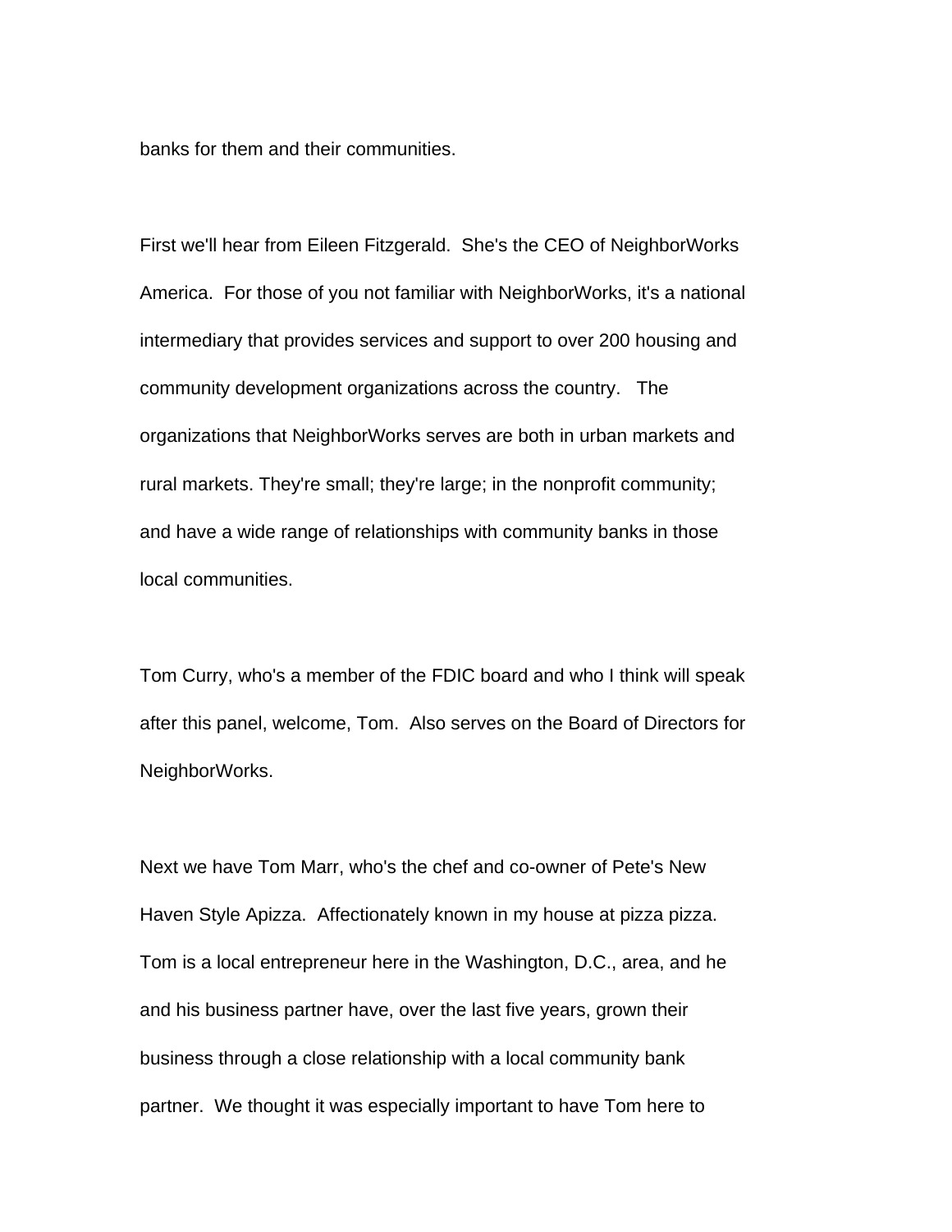banks for them and their communities.

First we'll hear from Eileen Fitzgerald. She's the CEO of NeighborWorks America. For those of you not familiar with NeighborWorks, it's a national intermediary that provides services and support to over 200 housing and community development organizations across the country. The organizations that NeighborWorks serves are both in urban markets and rural markets. They're small; they're large; in the nonprofit community; and have a wide range of relationships with community banks in those local communities.

Tom Curry, who's a member of the FDIC board and who I think will speak after this panel, welcome, Tom. Also serves on the Board of Directors for NeighborWorks.

Next we have Tom Marr, who's the chef and co-owner of Pete's New Haven Style Apizza. Affectionately known in my house at pizza pizza. Tom is a local entrepreneur here in the Washington, D.C., area, and he and his business partner have, over the last five years, grown their business through a close relationship with a local community bank partner. We thought it was especially important to have Tom here to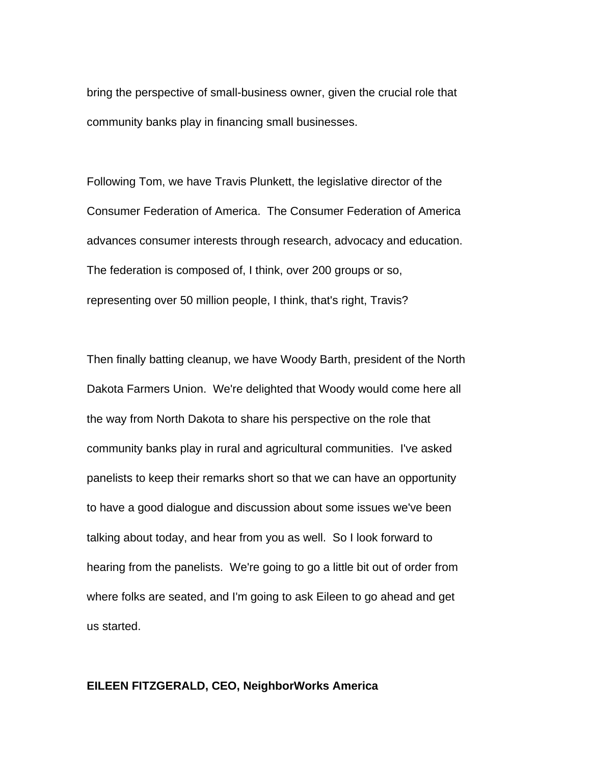bring the perspective of small-business owner, given the crucial role that community banks play in financing small businesses.

Following Tom, we have Travis Plunkett, the legislative director of the Consumer Federation of America. The Consumer Federation of America advances consumer interests through research, advocacy and education. The federation is composed of, I think, over 200 groups or so, representing over 50 million people, I think, that's right, Travis?

Then finally batting cleanup, we have Woody Barth, president of the North Dakota Farmers Union. We're delighted that Woody would come here all the way from North Dakota to share his perspective on the role that community banks play in rural and agricultural communities. I've asked panelists to keep their remarks short so that we can have an opportunity to have a good dialogue and discussion about some issues we've been talking about today, and hear from you as well. So I look forward to hearing from the panelists. We're going to go a little bit out of order from where folks are seated, and I'm going to ask Eileen to go ahead and get us started.

**EILEEN FITZGERALD, CEO, NeighborWorks America**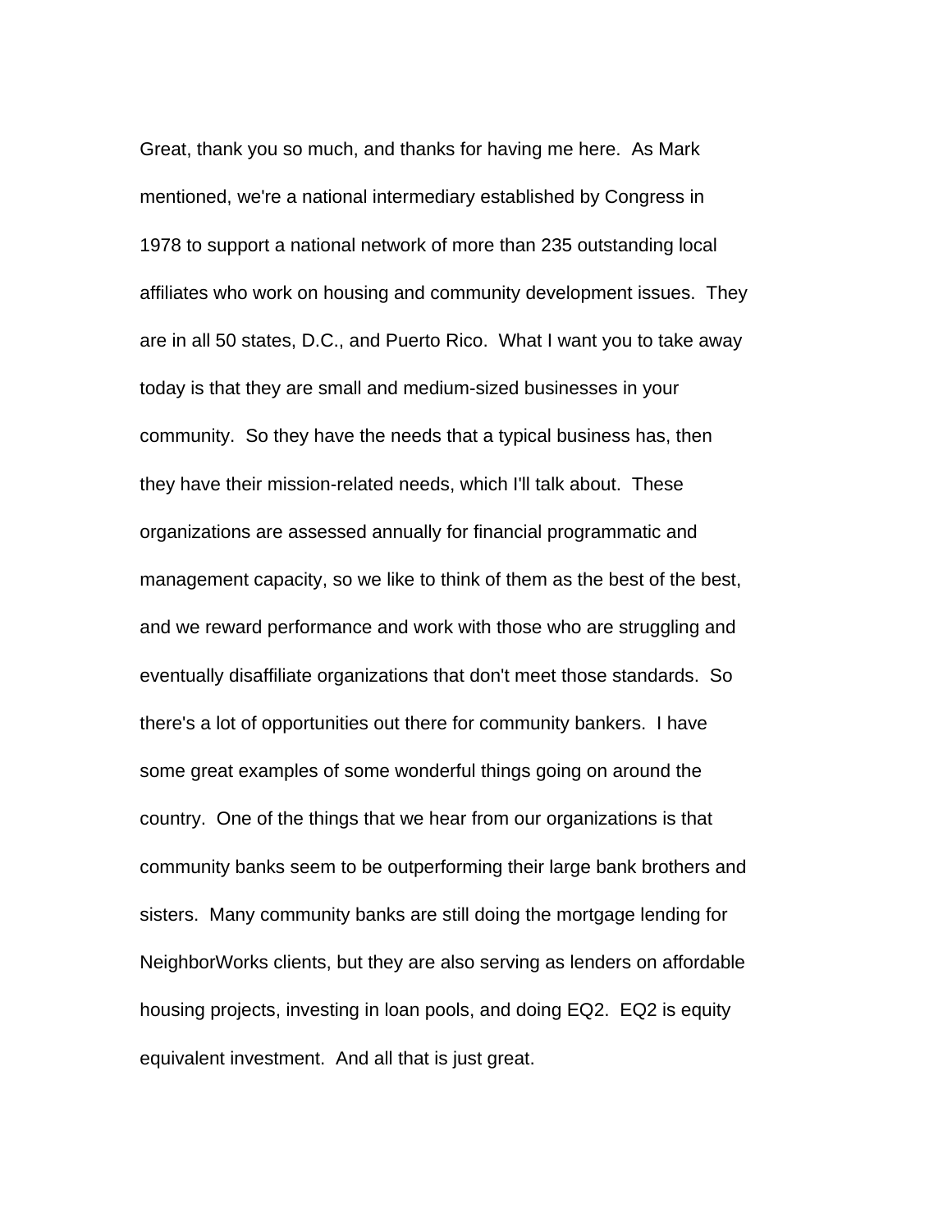Great, thank you so much, and thanks for having me here. As Mark mentioned, we're a national intermediary established by Congress in 1978 to support a national network of more than 235 outstanding local affiliates who work on housing and community development issues. They are in all 50 states, D.C., and Puerto Rico. What I want you to take away today is that they are small and medium-sized businesses in your community. So they have the needs that a typical business has, then they have their mission-related needs, which I'll talk about. These organizations are assessed annually for financial programmatic and management capacity, so we like to think of them as the best of the best, and we reward performance and work with those who are struggling and eventually disaffiliate organizations that don't meet those standards. So there's a lot of opportunities out there for community bankers. I have some great examples of some wonderful things going on around the country. One of the things that we hear from our organizations is that community banks seem to be outperforming their large bank brothers and sisters. Many community banks are still doing the mortgage lending for NeighborWorks clients, but they are also serving as lenders on affordable housing projects, investing in loan pools, and doing EQ2. EQ2 is equity equivalent investment. And all that is just great.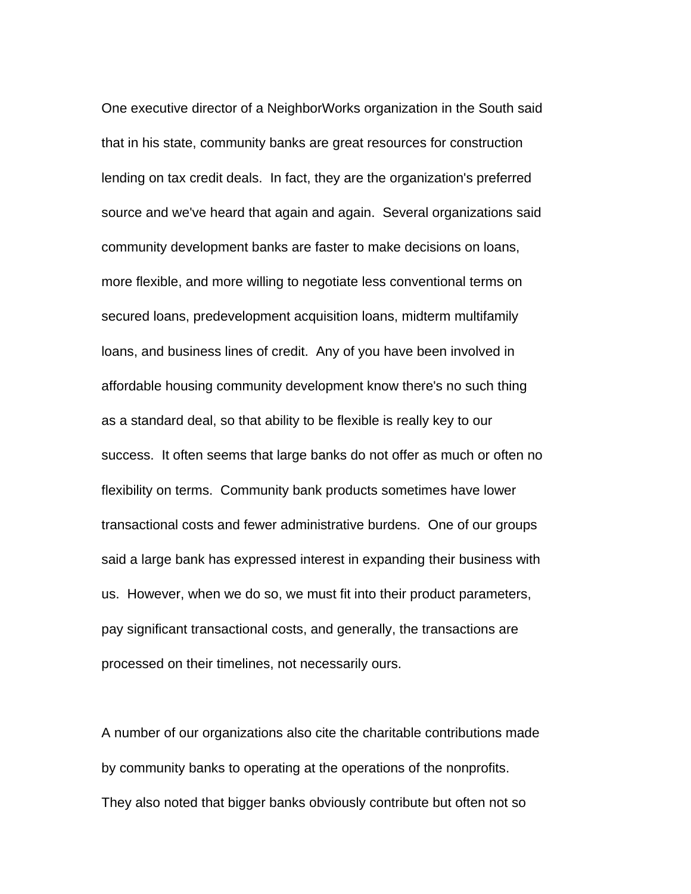One executive director of a NeighborWorks organization in the South said that in his state, community banks are great resources for construction lending on tax credit deals. In fact, they are the organization's preferred source and we've heard that again and again. Several organizations said community development banks are faster to make decisions on loans, more flexible, and more willing to negotiate less conventional terms on secured loans, predevelopment acquisition loans, midterm multifamily loans, and business lines of credit. Any of you have been involved in affordable housing community development know there's no such thing as a standard deal, so that ability to be flexible is really key to our success. It often seems that large banks do not offer as much or often no flexibility on terms. Community bank products sometimes have lower transactional costs and fewer administrative burdens. One of our groups said a large bank has expressed interest in expanding their business with us. However, when we do so, we must fit into their product parameters, pay significant transactional costs, and generally, the transactions are processed on their timelines, not necessarily ours.

A number of our organizations also cite the charitable contributions made by community banks to operating at the operations of the nonprofits. They also noted that bigger banks obviously contribute but often not so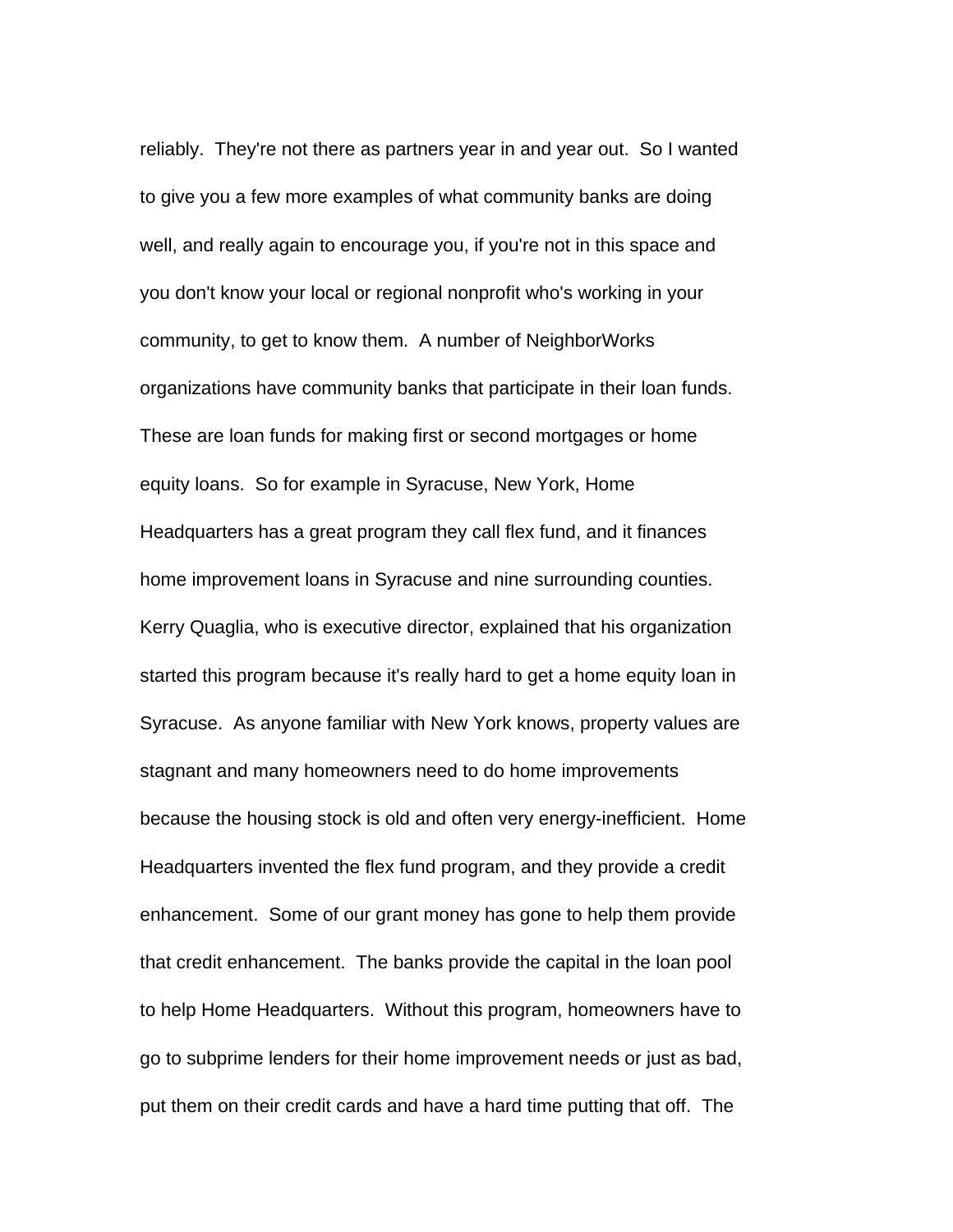reliably. They're not there as partners year in and year out. So I wanted to give you a few more examples of what community banks are doing well, and really again to encourage you, if you're not in this space and you don't know your local or regional nonprofit who's working in your community, to get to know them. A number of NeighborWorks organizations have community banks that participate in their loan funds. These are loan funds for making first or second mortgages or home equity loans. So for example in Syracuse, New York, Home Headquarters has a great program they call flex fund, and it finances home improvement loans in Syracuse and nine surrounding counties. Kerry Quaglia, who is executive director, explained that his organization started this program because it's really hard to get a home equity loan in Syracuse. As anyone familiar with New York knows, property values are stagnant and many homeowners need to do home improvements because the housing stock is old and often very energy-inefficient. Home Headquarters invented the flex fund program, and they provide a credit enhancement. Some of our grant money has gone to help them provide that credit enhancement. The banks provide the capital in the loan pool to help Home Headquarters. Without this program, homeowners have to go to subprime lenders for their home improvement needs or just as bad, put them on their credit cards and have a hard time putting that off. The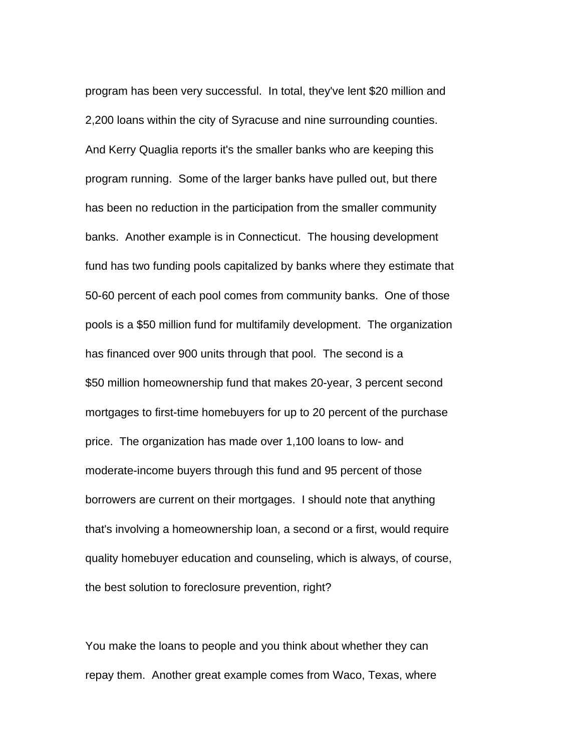program has been very successful. In total, they've lent $20 million and 2,200 loans within the city of Syracuse and nine surrounding counties. And Kerry Quaglia reports it's the smaller banks who are keeping this program running. Some of the larger banks have pulled out, but there has been no reduction in the participation from the smaller community banks. Another example is in Connecticut. The housing development fund has two funding pools capitalized by banks where they estimate that 50-60 percent of each pool comes from community banks. One of those pools is a $50 million fund for multifamily development. The organization has financed over 900 units through that pool. The second is a $50 million homeownership fund that makes 20-year, 3 percent second mortgages to first-time homebuyers for up to 20 percent of the purchase price. The organization has made over 1,100 loans to low- and moderate-income buyers through this fund and 95 percent of those borrowers are current on their mortgages. I should note that anything that's involving a homeownership loan, a second or a first, would require quality homebuyer education and counseling, which is always, of course, the best solution to foreclosure prevention, right?

You make the loans to people and you think about whether they can repay them. Another great example comes from Waco, Texas, where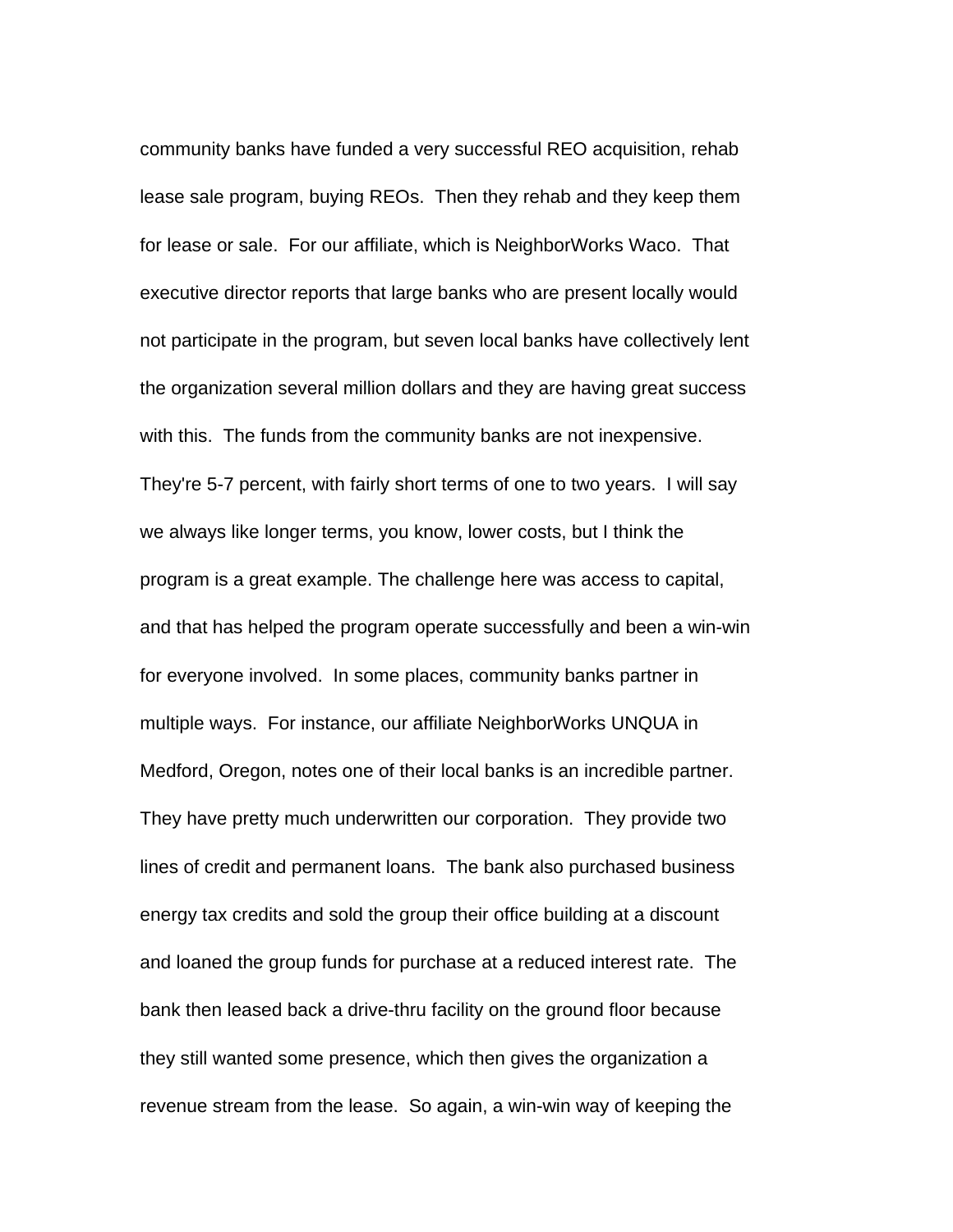community banks have funded a very successful REO acquisition, rehab lease sale program, buying REOs. Then they rehab and they keep them for lease or sale. For our affiliate, which is NeighborWorks Waco. That executive director reports that large banks who are present locally would not participate in the program, but seven local banks have collectively lent the organization several million dollars and they are having great success with this. The funds from the community banks are not inexpensive. They're 5-7 percent, with fairly short terms of one to two years. I will say we always like longer terms, you know, lower costs, but I think the program is a great example. The challenge here was access to capital, and that has helped the program operate successfully and been a win-win for everyone involved. In some places, community banks partner in multiple ways. For instance, our affiliate NeighborWorks UNQUA in Medford, Oregon, notes one of their local banks is an incredible partner. They have pretty much underwritten our corporation. They provide two lines of credit and permanent loans. The bank also purchased business energy tax credits and sold the group their office building at a discount and loaned the group funds for purchase at a reduced interest rate. The bank then leased back a drive-thru facility on the ground floor because they still wanted some presence, which then gives the organization a revenue stream from the lease. So again, a win-win way of keeping the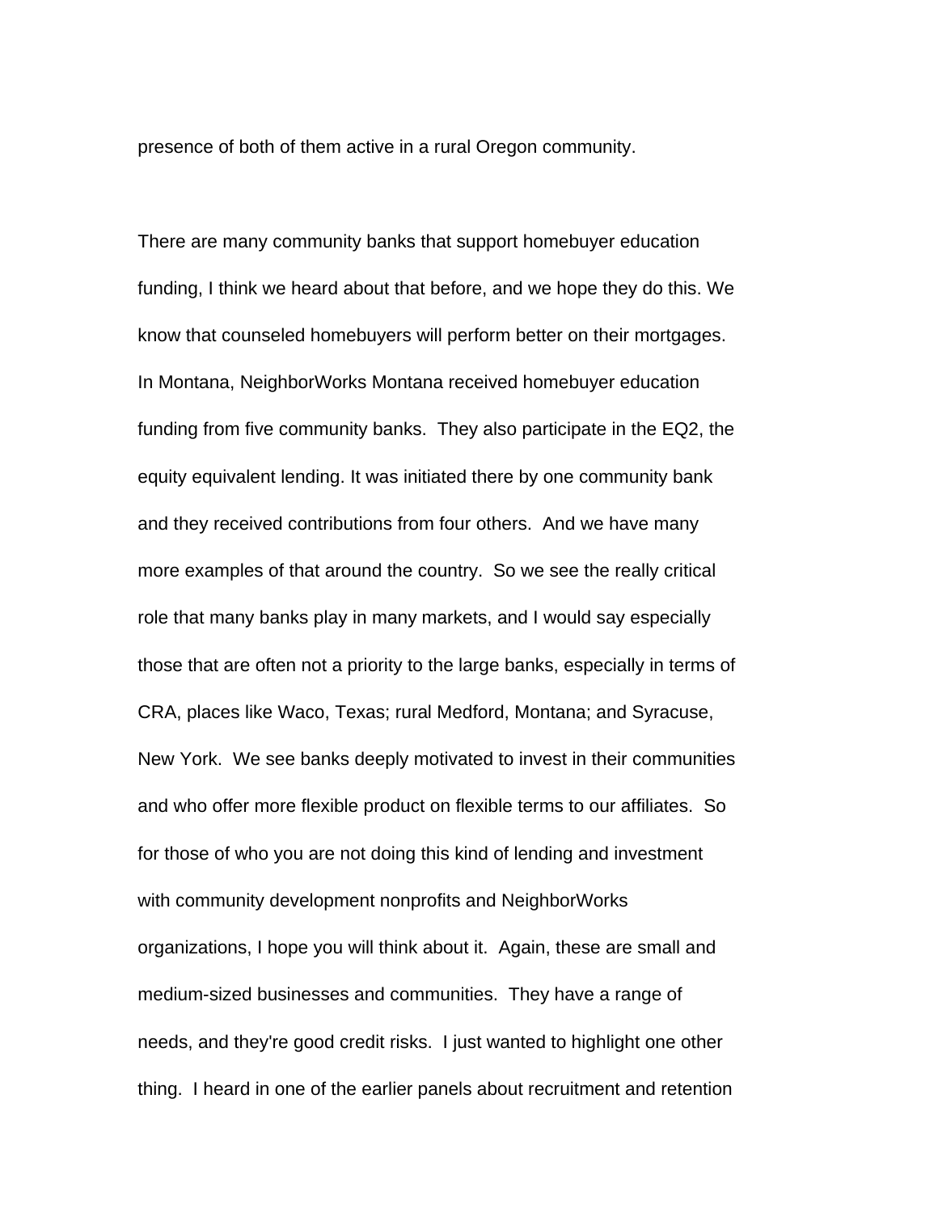presence of both of them active in a rural Oregon community.

There are many community banks that support homebuyer education funding, I think we heard about that before, and we hope they do this. We know that counseled homebuyers will perform better on their mortgages. In Montana, NeighborWorks Montana received homebuyer education funding from five community banks. They also participate in the EQ2, the equity equivalent lending. It was initiated there by one community bank and they received contributions from four others. And we have many more examples of that around the country. So we see the really critical role that many banks play in many markets, and I would say especially those that are often not a priority to the large banks, especially in terms of CRA, places like Waco, Texas; rural Medford, Montana; and Syracuse, New York. We see banks deeply motivated to invest in their communities and who offer more flexible product on flexible terms to our affiliates. So for those of who you are not doing this kind of lending and investment with community development nonprofits and NeighborWorks organizations, I hope you will think about it. Again, these are small and medium-sized businesses and communities. They have a range of needs, and they're good credit risks. I just wanted to highlight one other thing. I heard in one of the earlier panels about recruitment and retention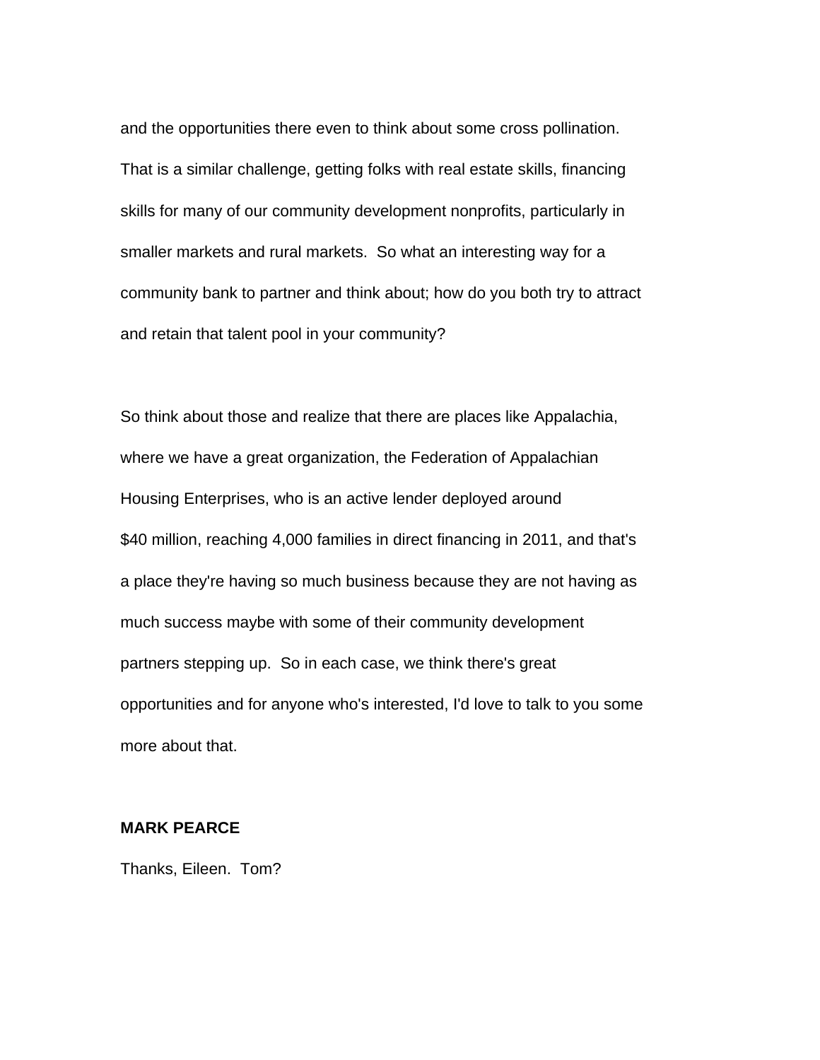and the opportunities there even to think about some cross pollination. That is a similar challenge, getting folks with real estate skills, financing skills for many of our community development nonprofits, particularly in smaller markets and rural markets. So what an interesting way for a community bank to partner and think about; how do you both try to attract and retain that talent pool in your community?

So think about those and realize that there are places like Appalachia, where we have a great organization, the Federation of Appalachian Housing Enterprises, who is an active lender deployed around $40 million, reaching 4,000 families in direct financing in 2011, and that's a place they're having so much business because they are not having as much success maybe with some of their community development partners stepping up. So in each case, we think there's great opportunities and for anyone who's interested, I'd love to talk to you some more about that.

**MARK PEARCE**

Thanks, Eileen. Tom?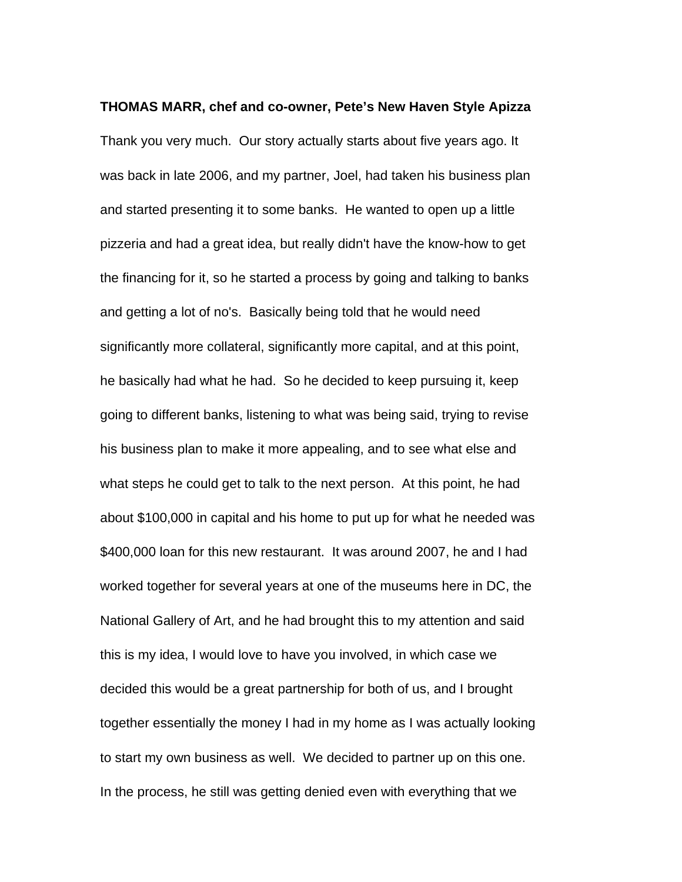**THOMAS MARR, chef and co-owner, Pete's New Haven Style Apizza**

Thank you very much. Our story actually starts about five years ago. It was back in late 2006, and my partner, Joel, had taken his business plan and started presenting it to some banks. He wanted to open up a little pizzeria and had a great idea, but really didn't have the know-how to get the financing for it, so he started a process by going and talking to banks and getting a lot of no's. Basically being told that he would need significantly more collateral, significantly more capital, and at this point, he basically had what he had. So he decided to keep pursuing it, keep going to different banks, listening to what was being said, trying to revise his business plan to make it more appealing, and to see what else and what steps he could get to talk to the next person. At this point, he had about $100,000 in capital and his home to put up for what he needed was $400,000 loan for this new restaurant. It was around 2007, he and I had worked together for several years at one of the museums here in DC, the National Gallery of Art, and he had brought this to my attention and said this is my idea, I would love to have you involved, in which case we decided this would be a great partnership for both of us, and I brought together essentially the money I had in my home as I was actually looking to start my own business as well. We decided to partner up on this one. In the process, he still was getting denied even with everything that we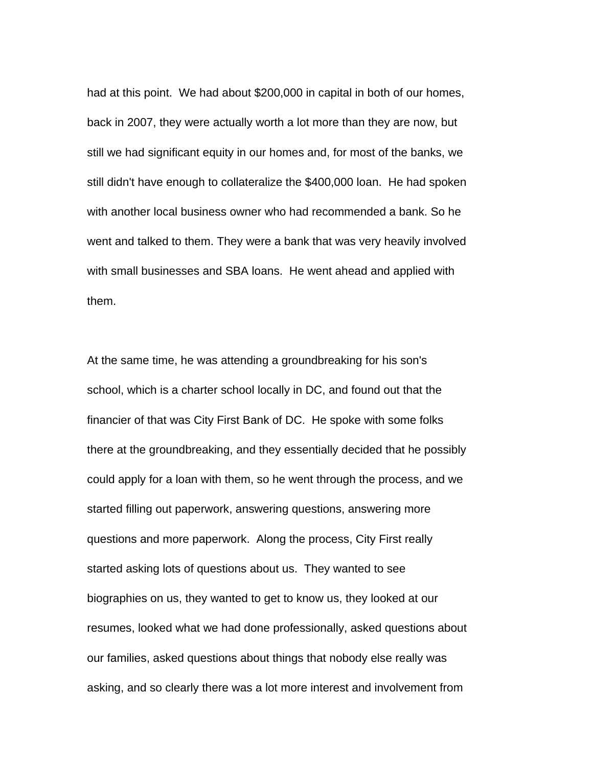had at this point.  We had about $200,000 in capital in both of our homes, back in 2007, they were actually worth a lot more than they are now, but still we had significant equity in our homes and, for most of the banks, we still didn't have enough to collateralize the $400,000 loan.  He had spoken with another local business owner who had recommended a bank. So he went and talked to them. They were a bank that was very heavily involved with small businesses and SBA loans.  He went ahead and applied with them.

At the same time, he was attending a groundbreaking for his son's school, which is a charter school locally in DC, and found out that the financier of that was City First Bank of DC.  He spoke with some folks there at the groundbreaking, and they essentially decided that he possibly could apply for a loan with them, so he went through the process, and we started filling out paperwork, answering questions, answering more questions and more paperwork.  Along the process, City First really started asking lots of questions about us.  They wanted to see biographies on us, they wanted to get to know us, they looked at our resumes, looked what we had done professionally, asked questions about our families, asked questions about things that nobody else really was asking, and so clearly there was a lot more interest and involvement from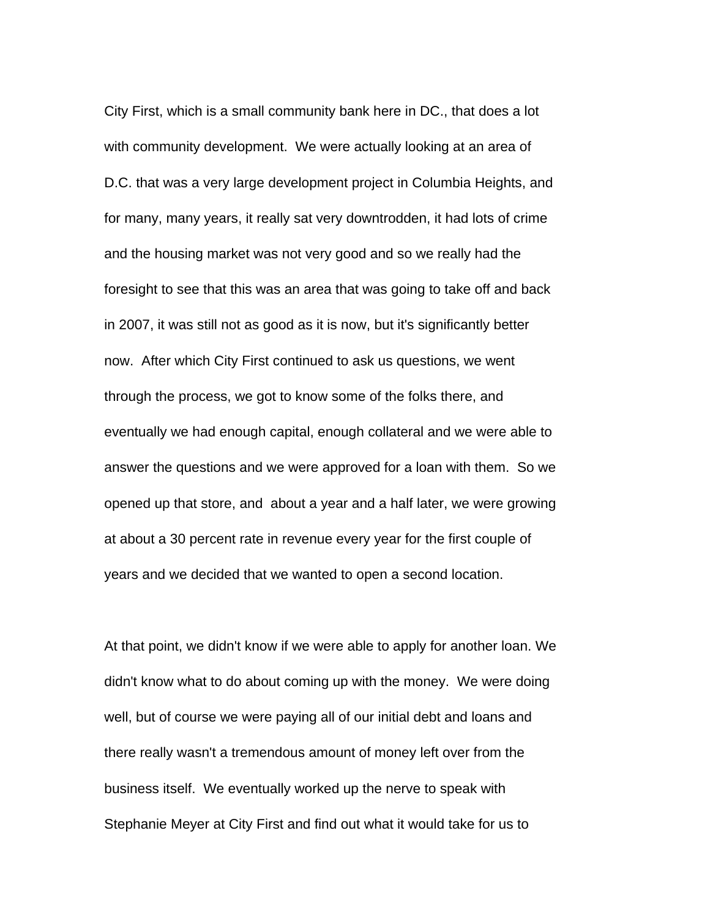City First, which is a small community bank here in DC., that does a lot with community development. We were actually looking at an area of D.C. that was a very large development project in Columbia Heights, and for many, many years, it really sat very downtrodden, it had lots of crime and the housing market was not very good and so we really had the foresight to see that this was an area that was going to take off and back in 2007, it was still not as good as it is now, but it's significantly better now. After which City First continued to ask us questions, we went through the process, we got to know some of the folks there, and eventually we had enough capital, enough collateral and we were able to answer the questions and we were approved for a loan with them. So we opened up that store, and about a year and a half later, we were growing at about a 30 percent rate in revenue every year for the first couple of years and we decided that we wanted to open a second location.

At that point, we didn't know if we were able to apply for another loan. We didn't know what to do about coming up with the money. We were doing well, but of course we were paying all of our initial debt and loans and there really wasn't a tremendous amount of money left over from the business itself. We eventually worked up the nerve to speak with Stephanie Meyer at City First and find out what it would take for us to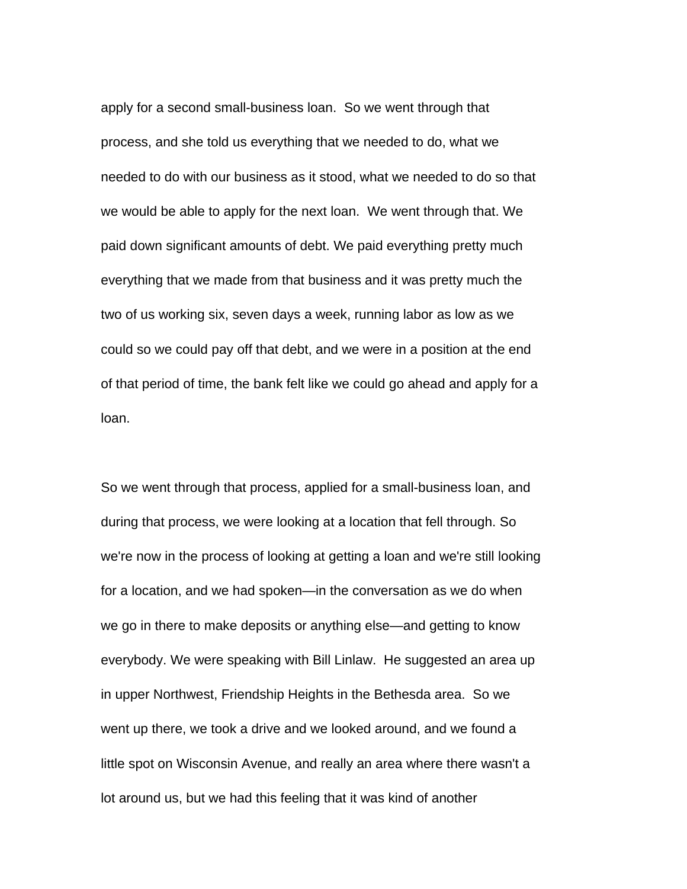apply for a second small-business loan.  So we went through that process, and she told us everything that we needed to do, what we needed to do with our business as it stood, what we needed to do so that we would be able to apply for the next loan.  We went through that. We paid down significant amounts of debt. We paid everything pretty much everything that we made from that business and it was pretty much the two of us working six, seven days a week, running labor as low as we could so we could pay off that debt, and we were in a position at the end of that period of time, the bank felt like we could go ahead and apply for a loan.

So we went through that process, applied for a small-business loan, and during that process, we were looking at a location that fell through. So we're now in the process of looking at getting a loan and we're still looking for a location, and we had spoken—in the conversation as we do when we go in there to make deposits or anything else—and getting to know everybody. We were speaking with Bill Linlaw.  He suggested an area up in upper Northwest, Friendship Heights in the Bethesda area.  So we went up there, we took a drive and we looked around, and we found a little spot on Wisconsin Avenue, and really an area where there wasn't a lot around us, but we had this feeling that it was kind of another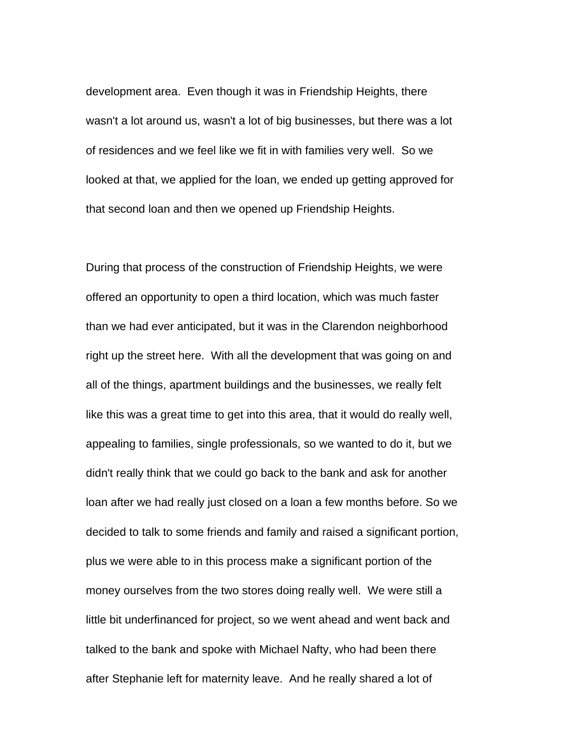development area. Even though it was in Friendship Heights, there wasn't a lot around us, wasn't a lot of big businesses, but there was a lot of residences and we feel like we fit in with families very well. So we looked at that, we applied for the loan, we ended up getting approved for that second loan and then we opened up Friendship Heights.

During that process of the construction of Friendship Heights, we were offered an opportunity to open a third location, which was much faster than we had ever anticipated, but it was in the Clarendon neighborhood right up the street here. With all the development that was going on and all of the things, apartment buildings and the businesses, we really felt like this was a great time to get into this area, that it would do really well, appealing to families, single professionals, so we wanted to do it, but we didn't really think that we could go back to the bank and ask for another loan after we had really just closed on a loan a few months before. So we decided to talk to some friends and family and raised a significant portion, plus we were able to in this process make a significant portion of the money ourselves from the two stores doing really well. We were still a little bit underfinanced for project, so we went ahead and went back and talked to the bank and spoke with Michael Nafty, who had been there after Stephanie left for maternity leave. And he really shared a lot of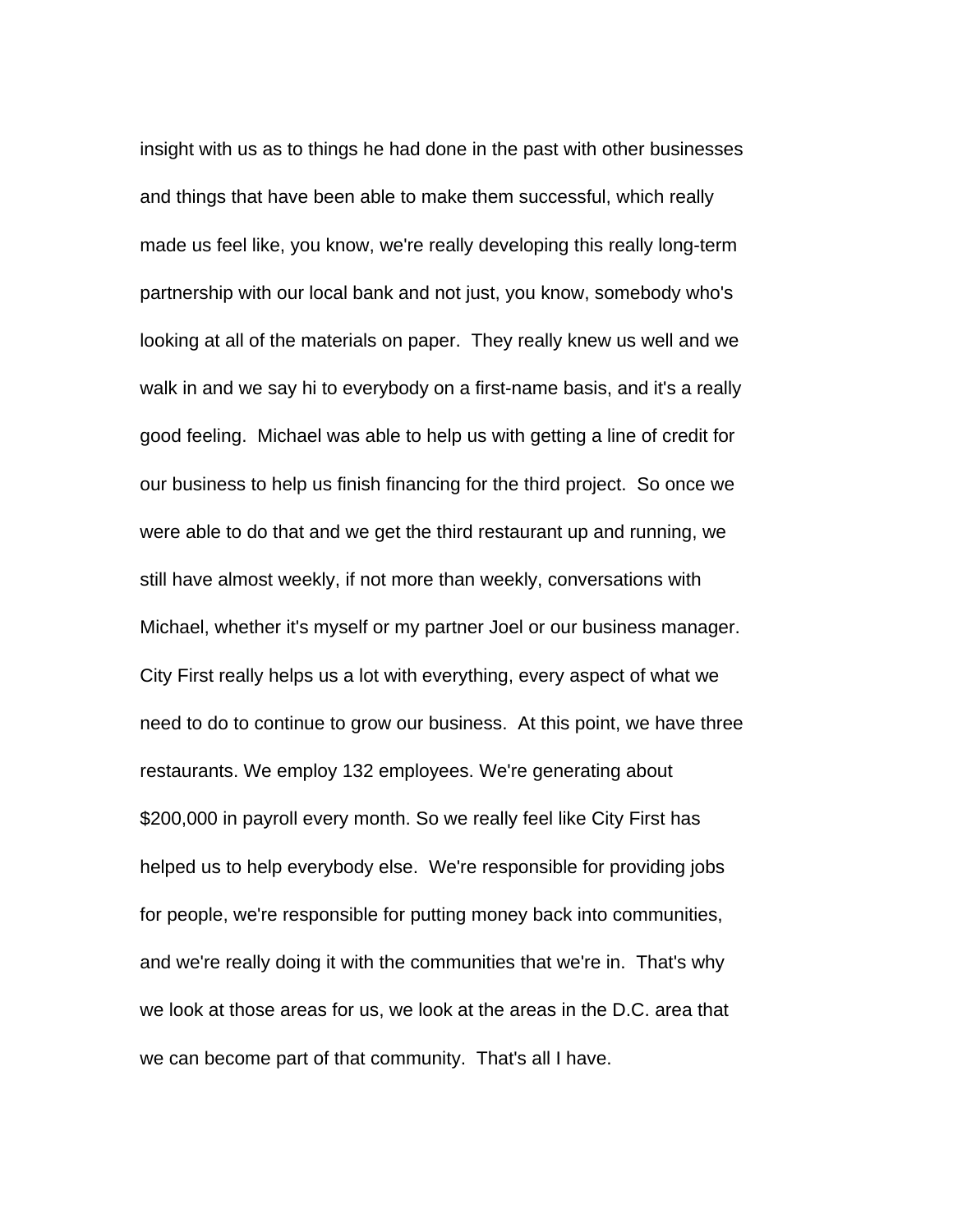insight with us as to things he had done in the past with other businesses and things that have been able to make them successful, which really made us feel like, you know, we're really developing this really long-term partnership with our local bank and not just, you know, somebody who's looking at all of the materials on paper. They really knew us well and we walk in and we say hi to everybody on a first-name basis, and it's a really good feeling. Michael was able to help us with getting a line of credit for our business to help us finish financing for the third project. So once we were able to do that and we get the third restaurant up and running, we still have almost weekly, if not more than weekly, conversations with Michael, whether it's myself or my partner Joel or our business manager. City First really helps us a lot with everything, every aspect of what we need to do to continue to grow our business. At this point, we have three restaurants. We employ 132 employees. We're generating about $200,000 in payroll every month. So we really feel like City First has helped us to help everybody else. We're responsible for providing jobs for people, we're responsible for putting money back into communities, and we're really doing it with the communities that we're in. That's why we look at those areas for us, we look at the areas in the D.C. area that we can become part of that community. That's all I have.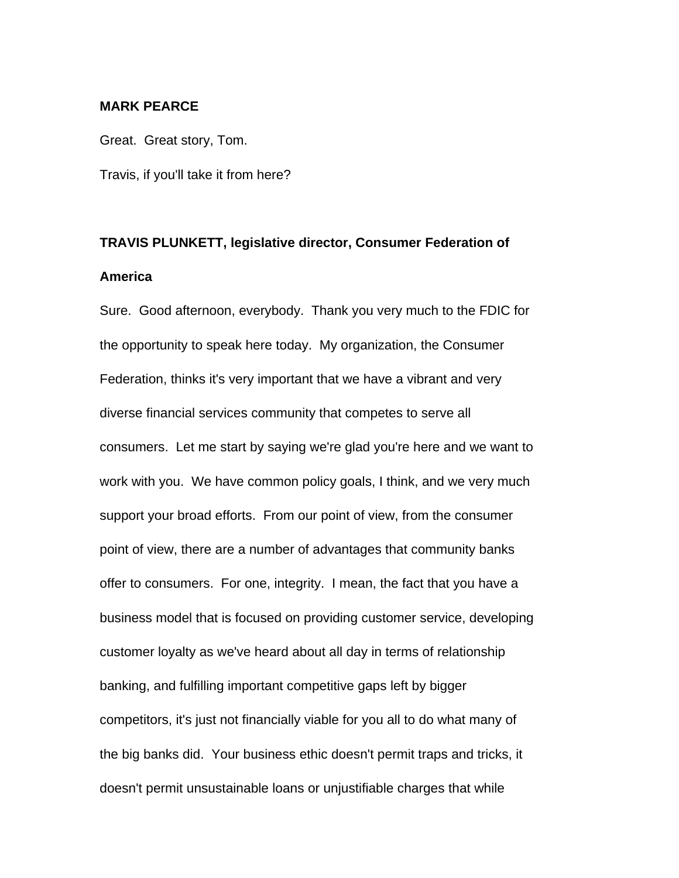**MARK PEARCE**

Great. Great story, Tom.

Travis, if you'll take it from here?

**TRAVIS PLUNKETT, legislative director, Consumer Federation of America**

Sure. Good afternoon, everybody. Thank you very much to the FDIC for the opportunity to speak here today. My organization, the Consumer Federation, thinks it's very important that we have a vibrant and very diverse financial services community that competes to serve all consumers. Let me start by saying we're glad you're here and we want to work with you. We have common policy goals, I think, and we very much support your broad efforts. From our point of view, from the consumer point of view, there are a number of advantages that community banks offer to consumers. For one, integrity. I mean, the fact that you have a business model that is focused on providing customer service, developing customer loyalty as we've heard about all day in terms of relationship banking, and fulfilling important competitive gaps left by bigger competitors, it's just not financially viable for you all to do what many of the big banks did. Your business ethic doesn't permit traps and tricks, it doesn't permit unsustainable loans or unjustifiable charges that while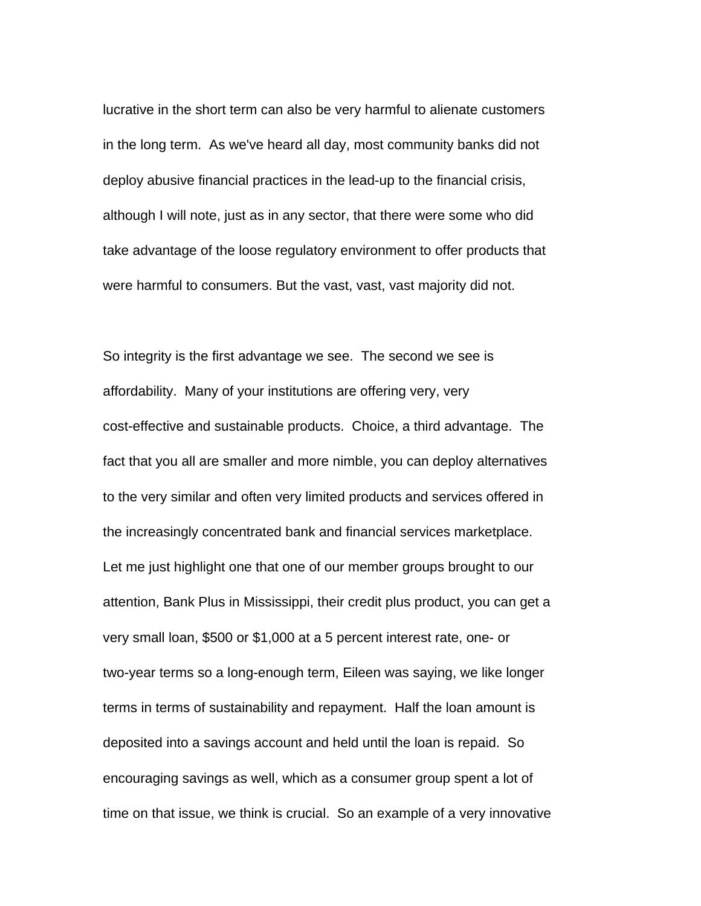lucrative in the short term can also be very harmful to alienate customers in the long term. As we've heard all day, most community banks did not deploy abusive financial practices in the lead-up to the financial crisis, although I will note, just as in any sector, that there were some who did take advantage of the loose regulatory environment to offer products that were harmful to consumers. But the vast, vast, vast majority did not.

So integrity is the first advantage we see. The second we see is affordability. Many of your institutions are offering very, very cost-effective and sustainable products. Choice, a third advantage. The fact that you all are smaller and more nimble, you can deploy alternatives to the very similar and often very limited products and services offered in the increasingly concentrated bank and financial services marketplace. Let me just highlight one that one of our member groups brought to our attention, Bank Plus in Mississippi, their credit plus product, you can get a very small loan, $500 or $1,000 at a 5 percent interest rate, one- or two-year terms so a long-enough term, Eileen was saying, we like longer terms in terms of sustainability and repayment. Half the loan amount is deposited into a savings account and held until the loan is repaid. So encouraging savings as well, which as a consumer group spent a lot of time on that issue, we think is crucial. So an example of a very innovative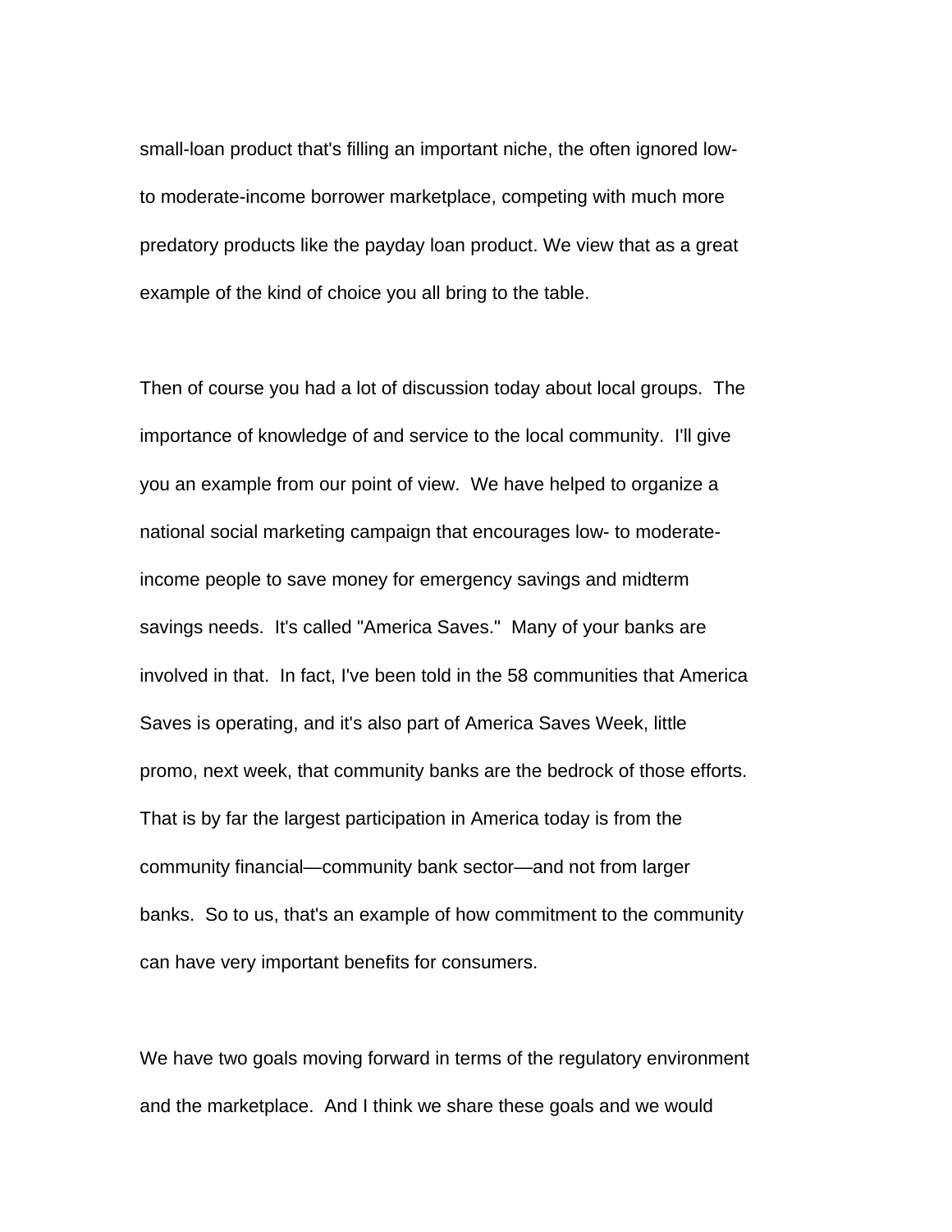small-loan product that's filling an important niche, the often ignored low- to moderate-income borrower marketplace, competing with much more predatory products like the payday loan product. We view that as a great example of the kind of choice you all bring to the table.

Then of course you had a lot of discussion today about local groups. The importance of knowledge of and service to the local community. I'll give you an example from our point of view. We have helped to organize a national social marketing campaign that encourages low- to moderate-income people to save money for emergency savings and midterm savings needs. It's called "America Saves." Many of your banks are involved in that. In fact, I've been told in the 58 communities that America Saves is operating, and it's also part of America Saves Week, little promo, next week, that community banks are the bedrock of those efforts. That is by far the largest participation in America today is from the community financial—community bank sector—and not from larger banks. So to us, that's an example of how commitment to the community can have very important benefits for consumers.

We have two goals moving forward in terms of the regulatory environment and the marketplace. And I think we share these goals and we would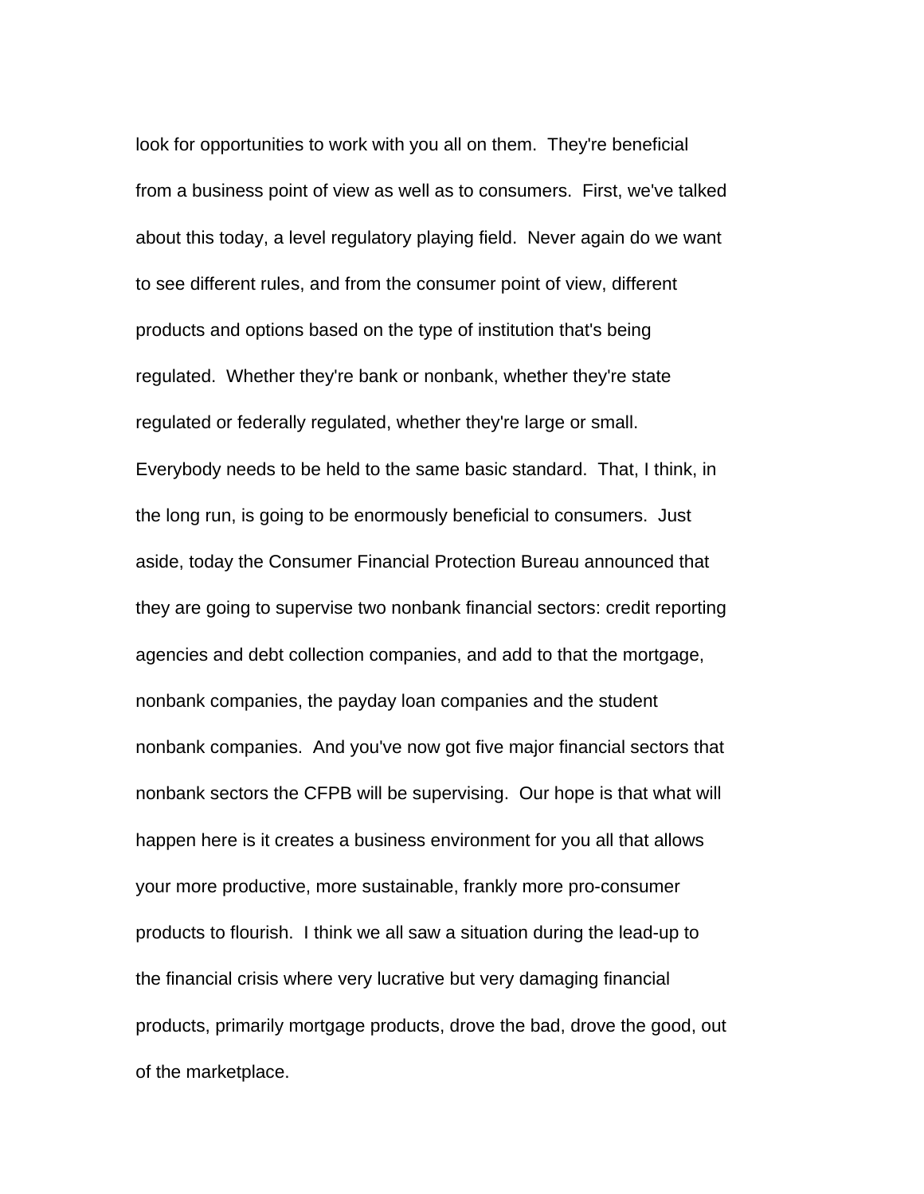look for opportunities to work with you all on them. They're beneficial from a business point of view as well as to consumers. First, we've talked about this today, a level regulatory playing field. Never again do we want to see different rules, and from the consumer point of view, different products and options based on the type of institution that's being regulated. Whether they're bank or nonbank, whether they're state regulated or federally regulated, whether they're large or small. Everybody needs to be held to the same basic standard. That, I think, in the long run, is going to be enormously beneficial to consumers. Just aside, today the Consumer Financial Protection Bureau announced that they are going to supervise two nonbank financial sectors: credit reporting agencies and debt collection companies, and add to that the mortgage, nonbank companies, the payday loan companies and the student nonbank companies. And you've now got five major financial sectors that nonbank sectors the CFPB will be supervising. Our hope is that what will happen here is it creates a business environment for you all that allows your more productive, more sustainable, frankly more pro-consumer products to flourish. I think we all saw a situation during the lead-up to the financial crisis where very lucrative but very damaging financial products, primarily mortgage products, drove the bad, drove the good, out of the marketplace.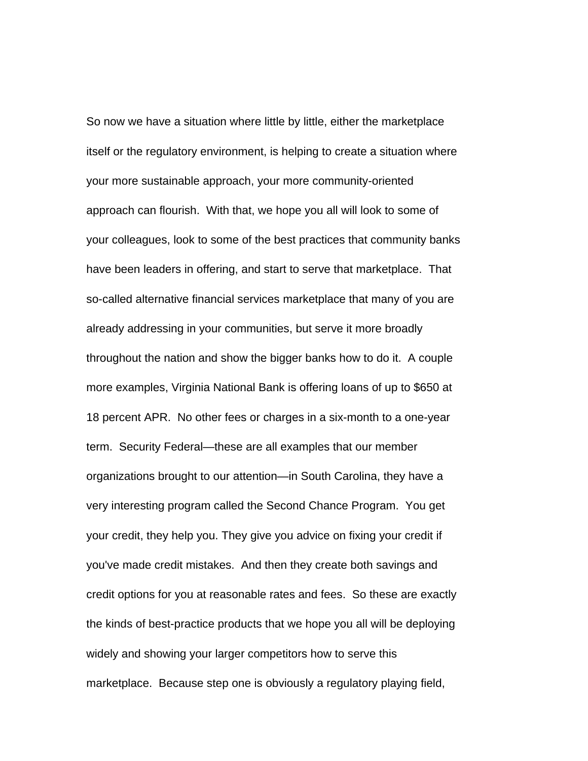So now we have a situation where little by little, either the marketplace itself or the regulatory environment, is helping to create a situation where your more sustainable approach, your more community-oriented approach can flourish.  With that, we hope you all will look to some of your colleagues, look to some of the best practices that community banks have been leaders in offering, and start to serve that marketplace.  That so-called alternative financial services marketplace that many of you are already addressing in your communities, but serve it more broadly throughout the nation and show the bigger banks how to do it.  A couple more examples, Virginia National Bank is offering loans of up to $650 at 18 percent APR.  No other fees or charges in a six-month to a one-year term.  Security Federal—these are all examples that our member organizations brought to our attention—in South Carolina, they have a very interesting program called the Second Chance Program.  You get your credit, they help you. They give you advice on fixing your credit if you've made credit mistakes.  And then they create both savings and credit options for you at reasonable rates and fees.  So these are exactly the kinds of best-practice products that we hope you all will be deploying widely and showing your larger competitors how to serve this marketplace.  Because step one is obviously a regulatory playing field,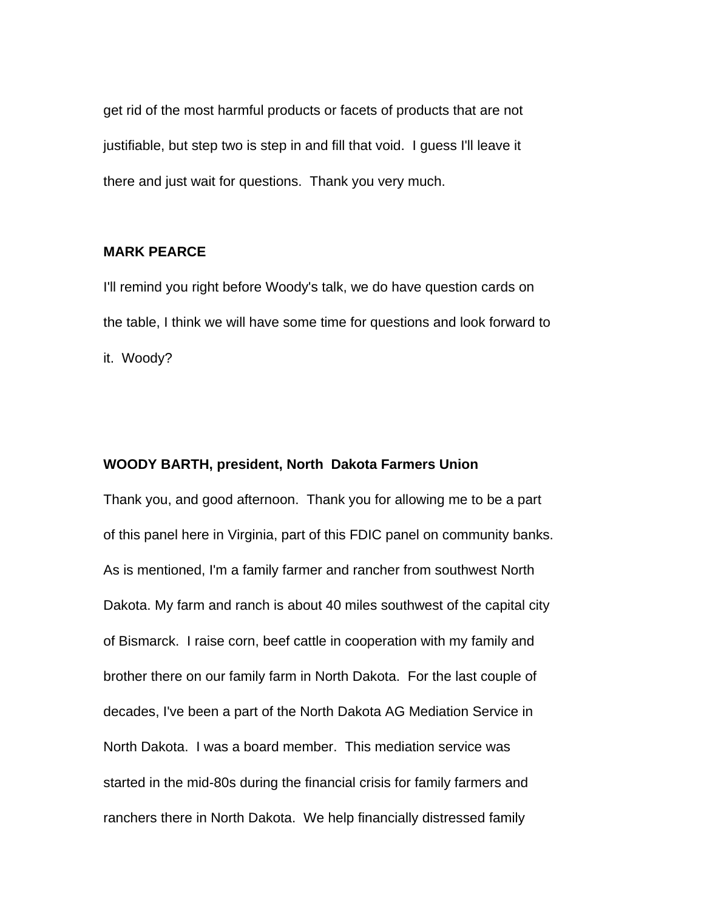get rid of the most harmful products or facets of products that are not justifiable, but step two is step in and fill that void. I guess I'll leave it there and just wait for questions. Thank you very much.

**MARK PEARCE**

I'll remind you right before Woody's talk, we do have question cards on the table, I think we will have some time for questions and look forward to it. Woody?

**WOODY BARTH, president, North Dakota Farmers Union**

Thank you, and good afternoon. Thank you for allowing me to be a part of this panel here in Virginia, part of this FDIC panel on community banks. As is mentioned, I'm a family farmer and rancher from southwest North Dakota. My farm and ranch is about 40 miles southwest of the capital city of Bismarck. I raise corn, beef cattle in cooperation with my family and brother there on our family farm in North Dakota. For the last couple of decades, I've been a part of the North Dakota AG Mediation Service in North Dakota. I was a board member. This mediation service was started in the mid-80s during the financial crisis for family farmers and ranchers there in North Dakota. We help financially distressed family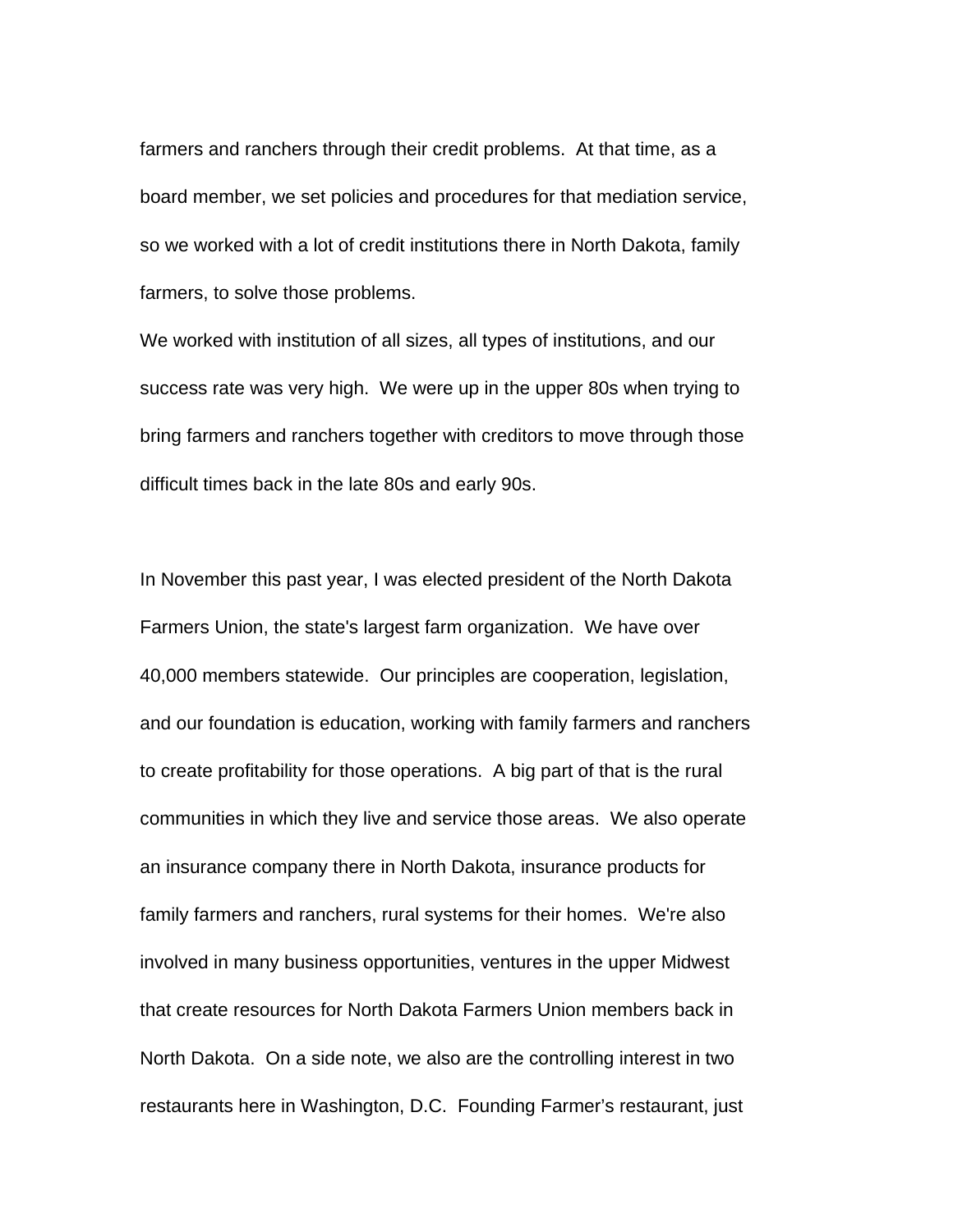farmers and ranchers through their credit problems. At that time, as a board member, we set policies and procedures for that mediation service, so we worked with a lot of credit institutions there in North Dakota, family farmers, to solve those problems.

We worked with institution of all sizes, all types of institutions, and our success rate was very high. We were up in the upper 80s when trying to bring farmers and ranchers together with creditors to move through those difficult times back in the late 80s and early 90s.

In November this past year, I was elected president of the North Dakota Farmers Union, the state's largest farm organization. We have over 40,000 members statewide. Our principles are cooperation, legislation, and our foundation is education, working with family farmers and ranchers to create profitability for those operations. A big part of that is the rural communities in which they live and service those areas. We also operate an insurance company there in North Dakota, insurance products for family farmers and ranchers, rural systems for their homes. We're also involved in many business opportunities, ventures in the upper Midwest that create resources for North Dakota Farmers Union members back in North Dakota. On a side note, we also are the controlling interest in two restaurants here in Washington, D.C. Founding Farmer's restaurant, just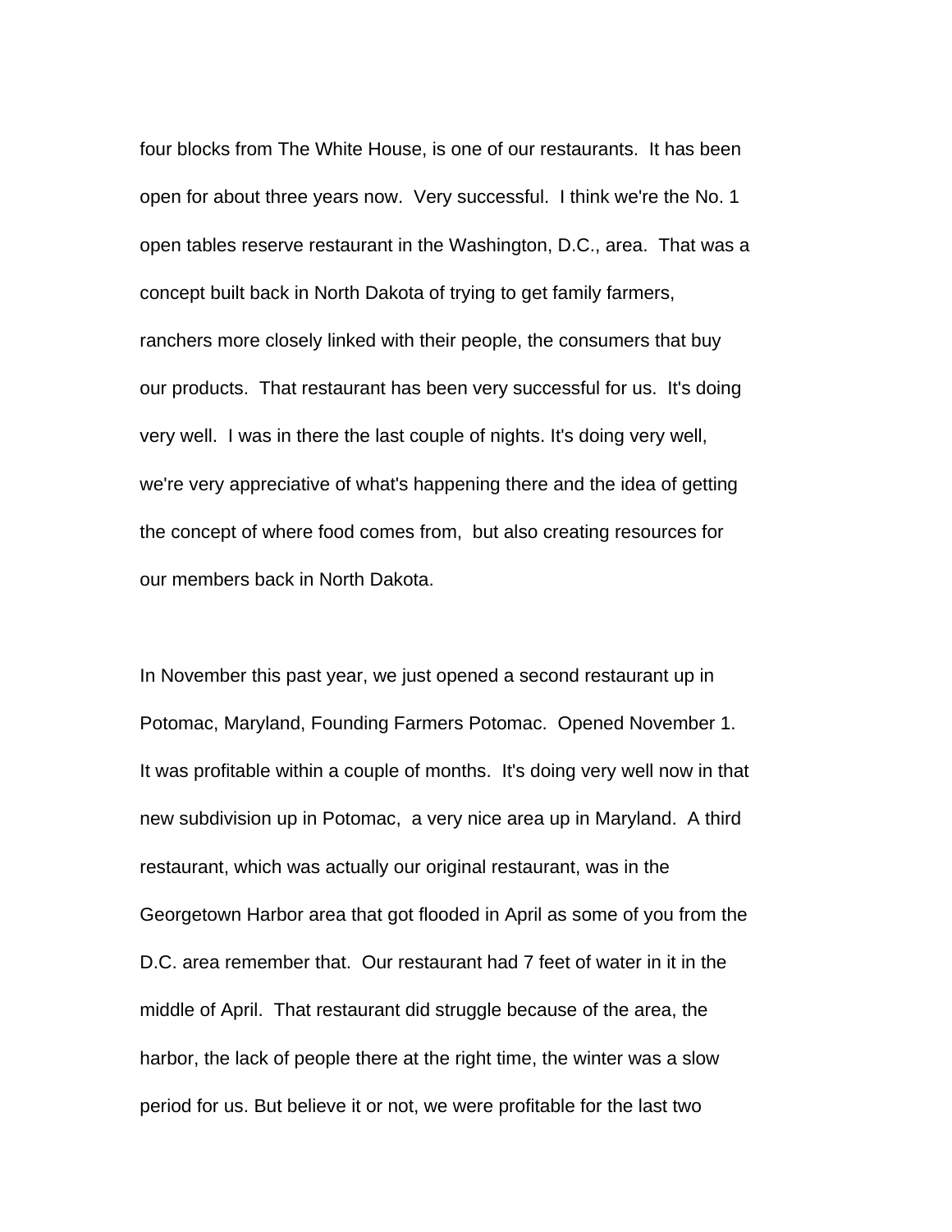four blocks from The White House, is one of our restaurants. It has been open for about three years now. Very successful. I think we're the No. 1 open tables reserve restaurant in the Washington, D.C., area. That was a concept built back in North Dakota of trying to get family farmers, ranchers more closely linked with their people, the consumers that buy our products. That restaurant has been very successful for us. It's doing very well. I was in there the last couple of nights. It's doing very well, we're very appreciative of what's happening there and the idea of getting the concept of where food comes from, but also creating resources for our members back in North Dakota.

In November this past year, we just opened a second restaurant up in Potomac, Maryland, Founding Farmers Potomac. Opened November 1. It was profitable within a couple of months. It's doing very well now in that new subdivision up in Potomac, a very nice area up in Maryland. A third restaurant, which was actually our original restaurant, was in the Georgetown Harbor area that got flooded in April as some of you from the D.C. area remember that. Our restaurant had 7 feet of water in it in the middle of April. That restaurant did struggle because of the area, the harbor, the lack of people there at the right time, the winter was a slow period for us. But believe it or not, we were profitable for the last two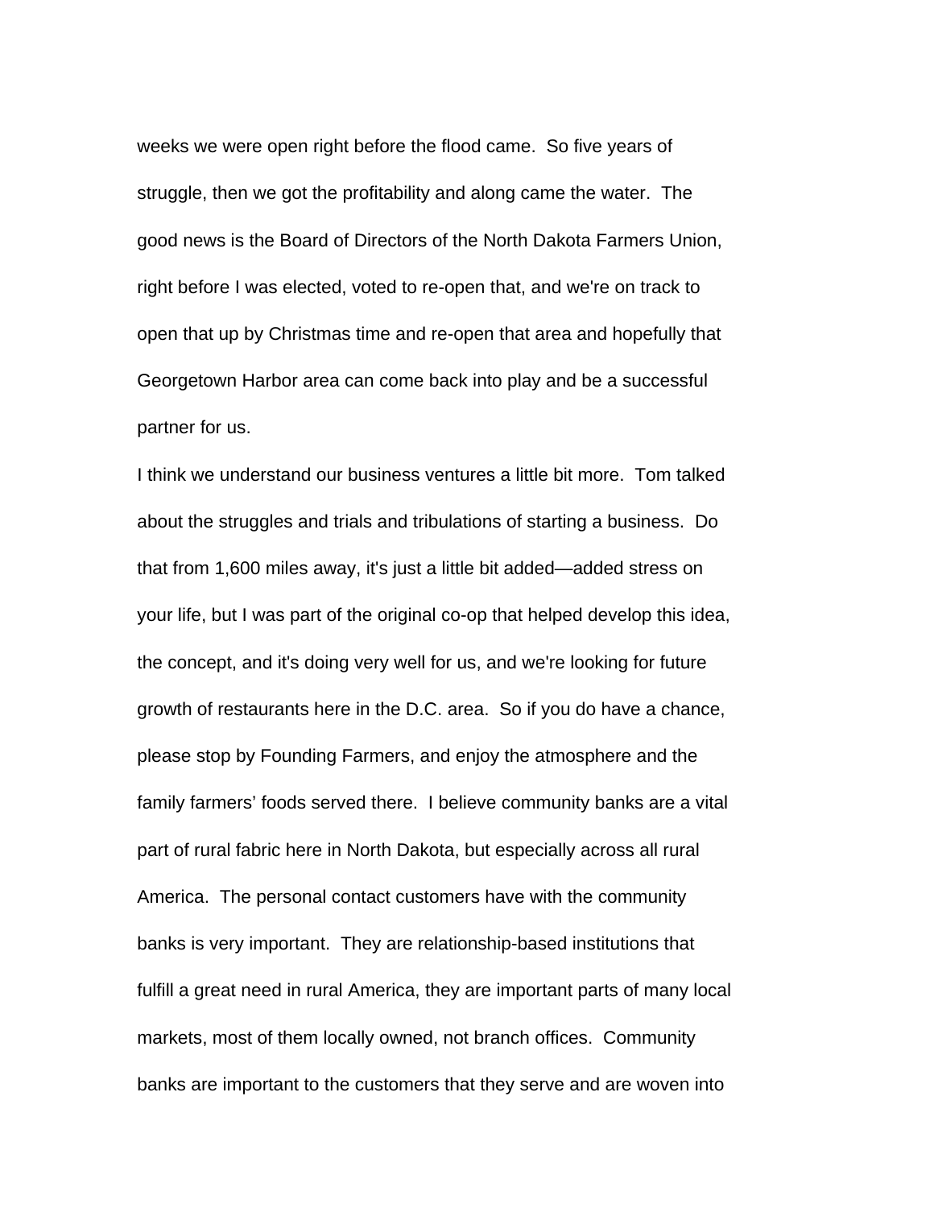weeks we were open right before the flood came. So five years of struggle, then we got the profitability and along came the water. The good news is the Board of Directors of the North Dakota Farmers Union, right before I was elected, voted to re-open that, and we're on track to open that up by Christmas time and re-open that area and hopefully that Georgetown Harbor area can come back into play and be a successful partner for us.

I think we understand our business ventures a little bit more. Tom talked about the struggles and trials and tribulations of starting a business. Do that from 1,600 miles away, it's just a little bit added—added stress on your life, but I was part of the original co-op that helped develop this idea, the concept, and it's doing very well for us, and we're looking for future growth of restaurants here in the D.C. area. So if you do have a chance, please stop by Founding Farmers, and enjoy the atmosphere and the family farmers' foods served there. I believe community banks are a vital part of rural fabric here in North Dakota, but especially across all rural America. The personal contact customers have with the community banks is very important. They are relationship-based institutions that fulfill a great need in rural America, they are important parts of many local markets, most of them locally owned, not branch offices. Community banks are important to the customers that they serve and are woven into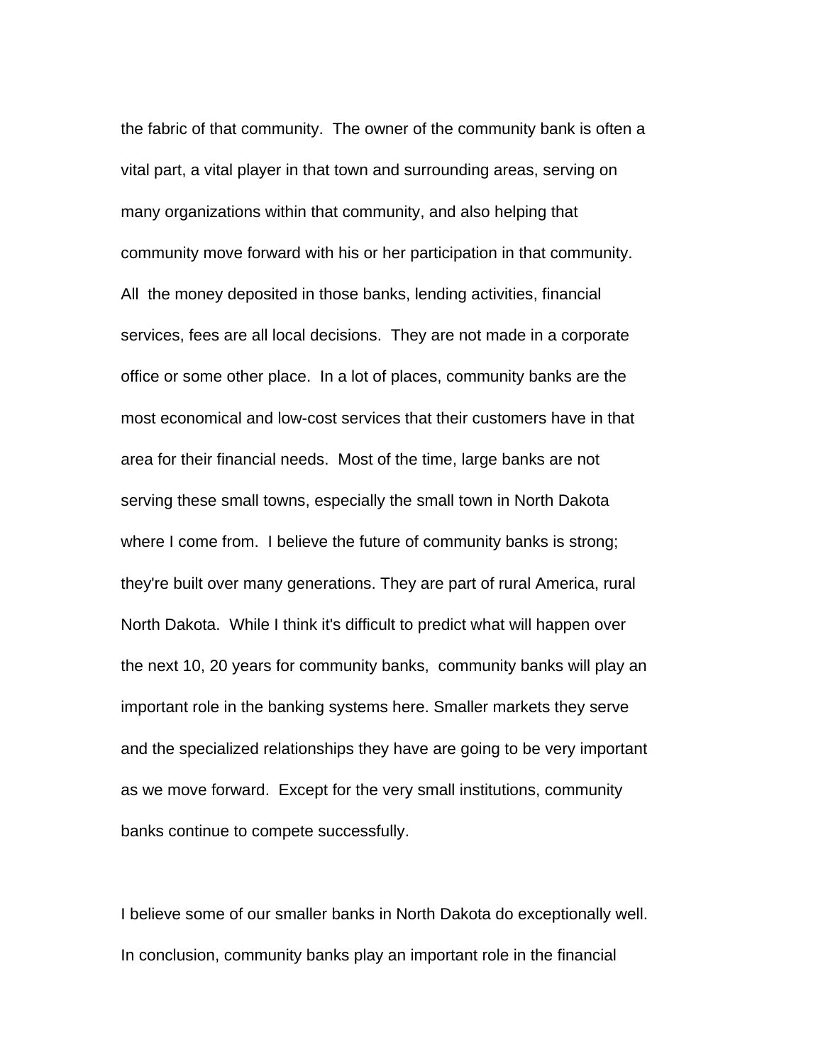the fabric of that community. The owner of the community bank is often a vital part, a vital player in that town and surrounding areas, serving on many organizations within that community, and also helping that community move forward with his or her participation in that community. All the money deposited in those banks, lending activities, financial services, fees are all local decisions. They are not made in a corporate office or some other place. In a lot of places, community banks are the most economical and low-cost services that their customers have in that area for their financial needs. Most of the time, large banks are not serving these small towns, especially the small town in North Dakota where I come from. I believe the future of community banks is strong; they're built over many generations. They are part of rural America, rural North Dakota. While I think it's difficult to predict what will happen over the next 10, 20 years for community banks, community banks will play an important role in the banking systems here. Smaller markets they serve and the specialized relationships they have are going to be very important as we move forward. Except for the very small institutions, community banks continue to compete successfully.

I believe some of our smaller banks in North Dakota do exceptionally well. In conclusion, community banks play an important role in the financial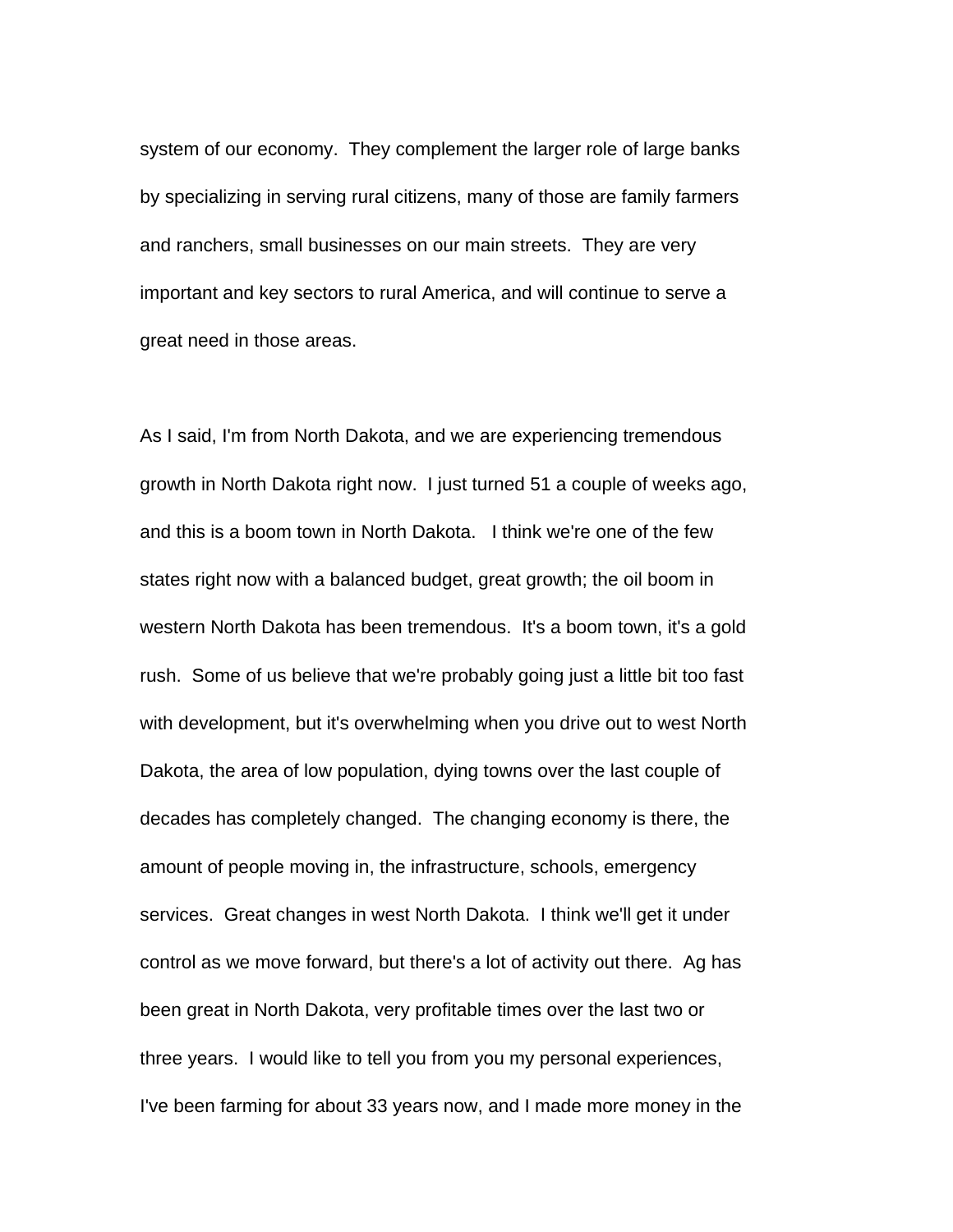system of our economy. They complement the larger role of large banks by specializing in serving rural citizens, many of those are family farmers and ranchers, small businesses on our main streets. They are very important and key sectors to rural America, and will continue to serve a great need in those areas.

As I said, I'm from North Dakota, and we are experiencing tremendous growth in North Dakota right now. I just turned 51 a couple of weeks ago, and this is a boom town in North Dakota. I think we're one of the few states right now with a balanced budget, great growth; the oil boom in western North Dakota has been tremendous. It's a boom town, it's a gold rush. Some of us believe that we're probably going just a little bit too fast with development, but it's overwhelming when you drive out to west North Dakota, the area of low population, dying towns over the last couple of decades has completely changed. The changing economy is there, the amount of people moving in, the infrastructure, schools, emergency services. Great changes in west North Dakota. I think we'll get it under control as we move forward, but there's a lot of activity out there. Ag has been great in North Dakota, very profitable times over the last two or three years. I would like to tell you from you my personal experiences, I've been farming for about 33 years now, and I made more money in the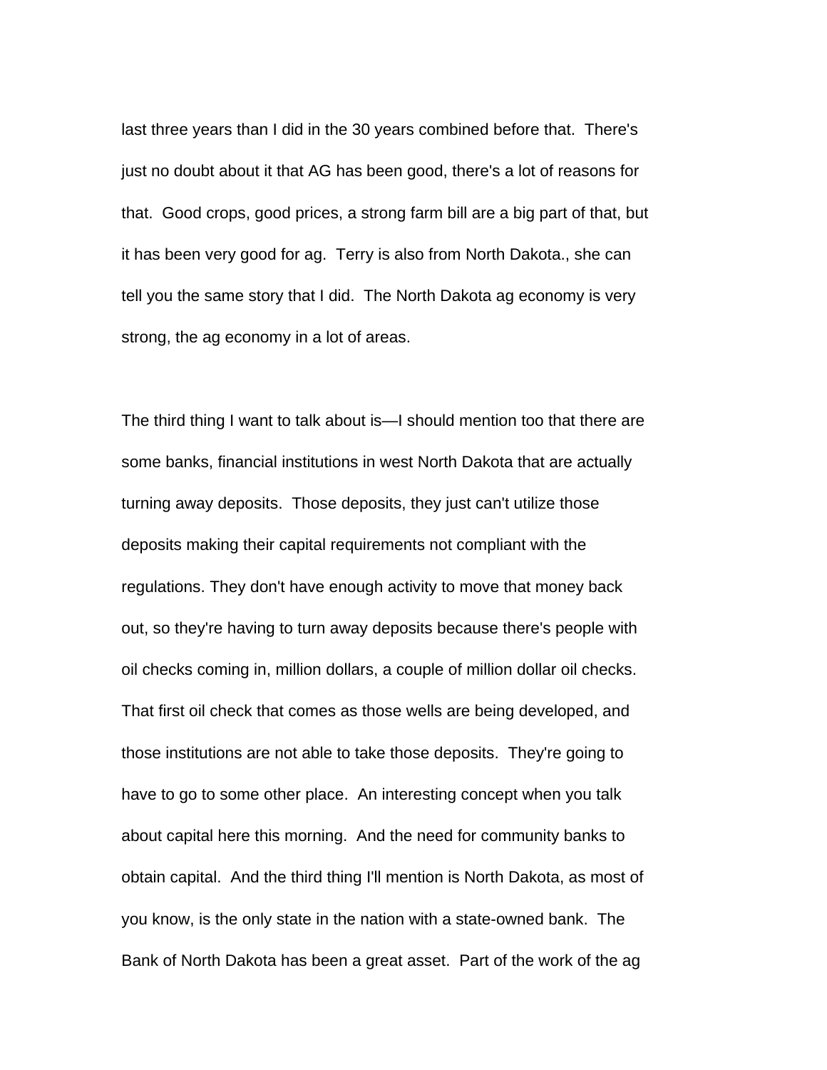last three years than I did in the 30 years combined before that. There's just no doubt about it that AG has been good, there's a lot of reasons for that. Good crops, good prices, a strong farm bill are a big part of that, but it has been very good for ag. Terry is also from North Dakota., she can tell you the same story that I did. The North Dakota ag economy is very strong, the ag economy in a lot of areas.

The third thing I want to talk about is—I should mention too that there are some banks, financial institutions in west North Dakota that are actually turning away deposits. Those deposits, they just can't utilize those deposits making their capital requirements not compliant with the regulations. They don't have enough activity to move that money back out, so they're having to turn away deposits because there's people with oil checks coming in, million dollars, a couple of million dollar oil checks. That first oil check that comes as those wells are being developed, and those institutions are not able to take those deposits. They're going to have to go to some other place. An interesting concept when you talk about capital here this morning. And the need for community banks to obtain capital. And the third thing I'll mention is North Dakota, as most of you know, is the only state in the nation with a state-owned bank. The Bank of North Dakota has been a great asset. Part of the work of the ag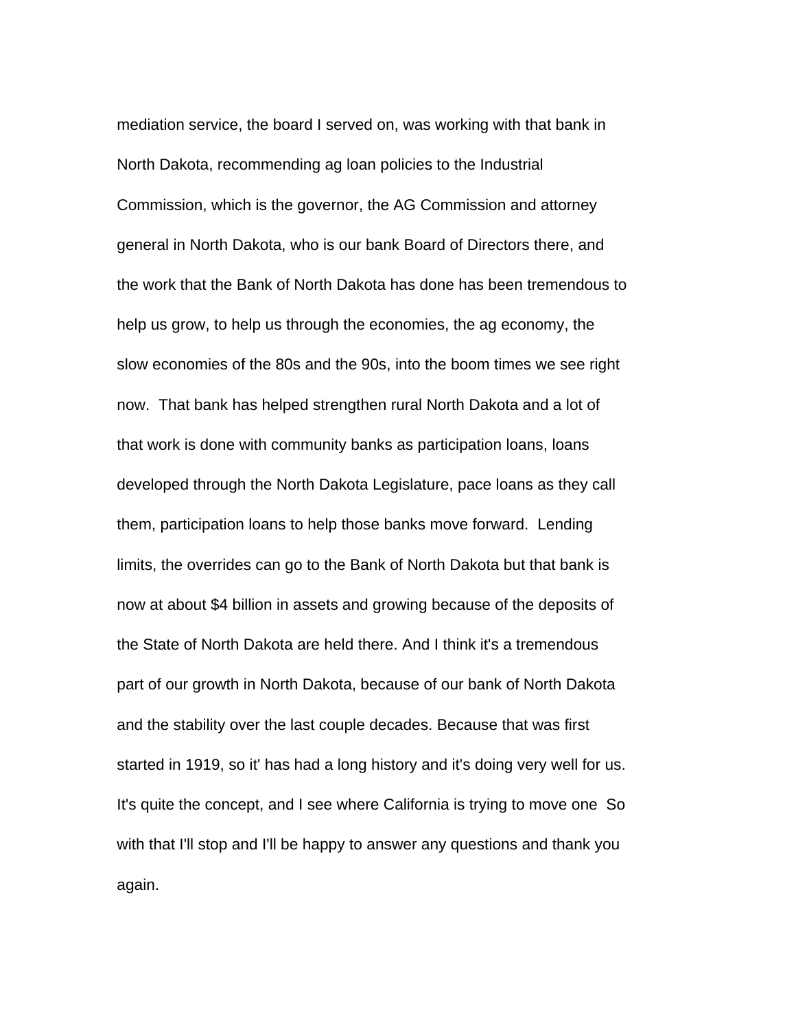mediation service, the board I served on, was working with that bank in North Dakota, recommending ag loan policies to the Industrial Commission, which is the governor, the AG Commission and attorney general in North Dakota, who is our bank Board of Directors there, and the work that the Bank of North Dakota has done has been tremendous to help us grow, to help us through the economies, the ag economy, the slow economies of the 80s and the 90s, into the boom times we see right now. That bank has helped strengthen rural North Dakota and a lot of that work is done with community banks as participation loans, loans developed through the North Dakota Legislature, pace loans as they call them, participation loans to help those banks move forward. Lending limits, the overrides can go to the Bank of North Dakota but that bank is now at about $4 billion in assets and growing because of the deposits of the State of North Dakota are held there. And I think it's a tremendous part of our growth in North Dakota, because of our bank of North Dakota and the stability over the last couple decades. Because that was first started in 1919, so it' has had a long history and it's doing very well for us. It's quite the concept, and I see where California is trying to move one So with that I'll stop and I'll be happy to answer any questions and thank you again.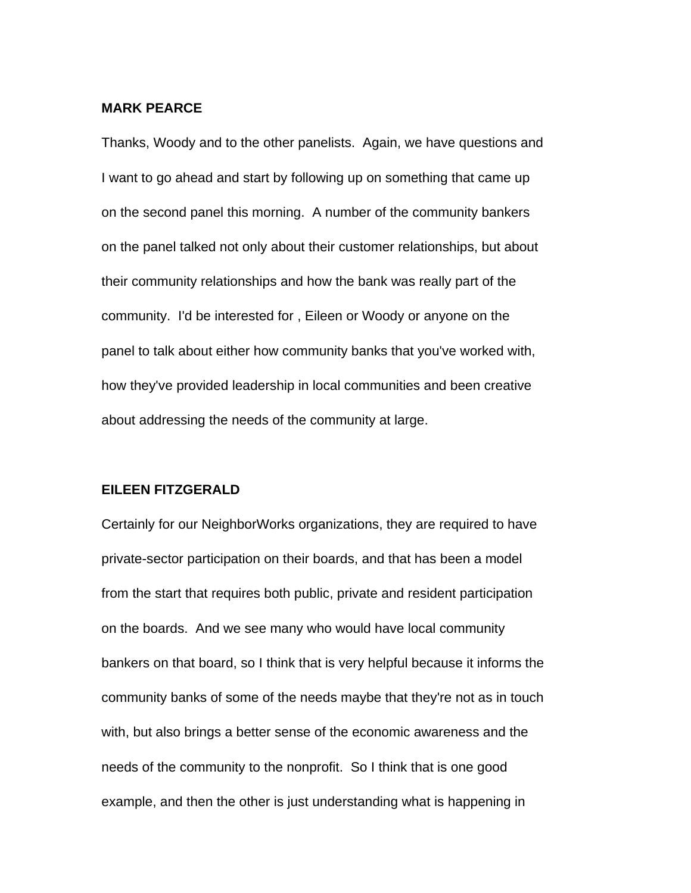**MARK PEARCE**

Thanks, Woody and to the other panelists. Again, we have questions and I want to go ahead and start by following up on something that came up on the second panel this morning. A number of the community bankers on the panel talked not only about their customer relationships, but about their community relationships and how the bank was really part of the community. I'd be interested for , Eileen or Woody or anyone on the panel to talk about either how community banks that you've worked with, how they've provided leadership in local communities and been creative about addressing the needs of the community at large.

**EILEEN FITZGERALD**

Certainly for our NeighborWorks organizations, they are required to have private-sector participation on their boards, and that has been a model from the start that requires both public, private and resident participation on the boards. And we see many who would have local community bankers on that board, so I think that is very helpful because it informs the community banks of some of the needs maybe that they're not as in touch with, but also brings a better sense of the economic awareness and the needs of the community to the nonprofit. So I think that is one good example, and then the other is just understanding what is happening in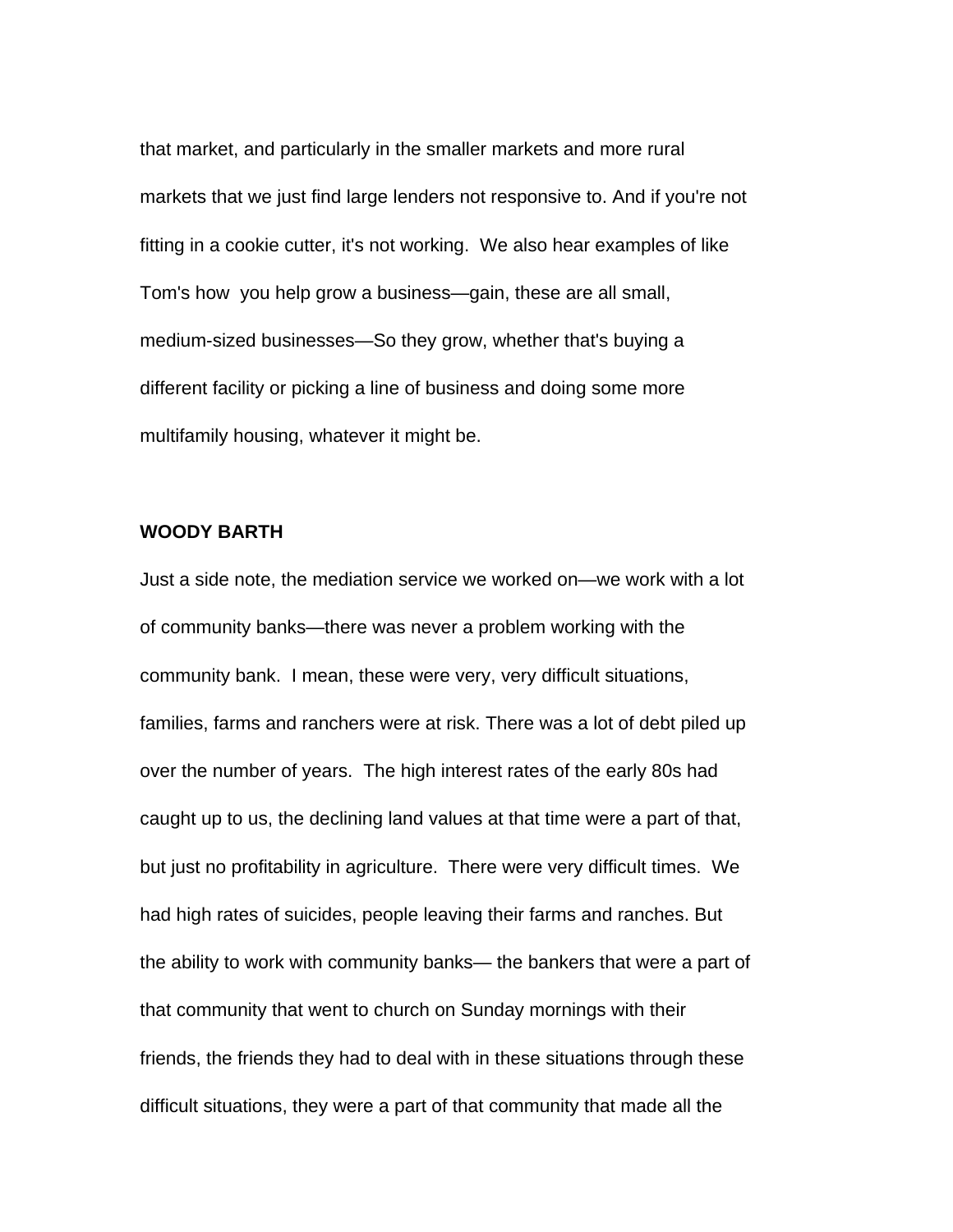that market, and particularly in the smaller markets and more rural markets that we just find large lenders not responsive to. And if you're not fitting in a cookie cutter, it's not working. We also hear examples of like Tom's how you help grow a business—gain, these are all small, medium-sized businesses—So they grow, whether that's buying a different facility or picking a line of business and doing some more multifamily housing, whatever it might be.

**WOODY BARTH**

Just a side note, the mediation service we worked on—we work with a lot of community banks—there was never a problem working with the community bank. I mean, these were very, very difficult situations, families, farms and ranchers were at risk. There was a lot of debt piled up over the number of years. The high interest rates of the early 80s had caught up to us, the declining land values at that time were a part of that, but just no profitability in agriculture. There were very difficult times. We had high rates of suicides, people leaving their farms and ranches. But the ability to work with community banks— the bankers that were a part of that community that went to church on Sunday mornings with their friends, the friends they had to deal with in these situations through these difficult situations, they were a part of that community that made all the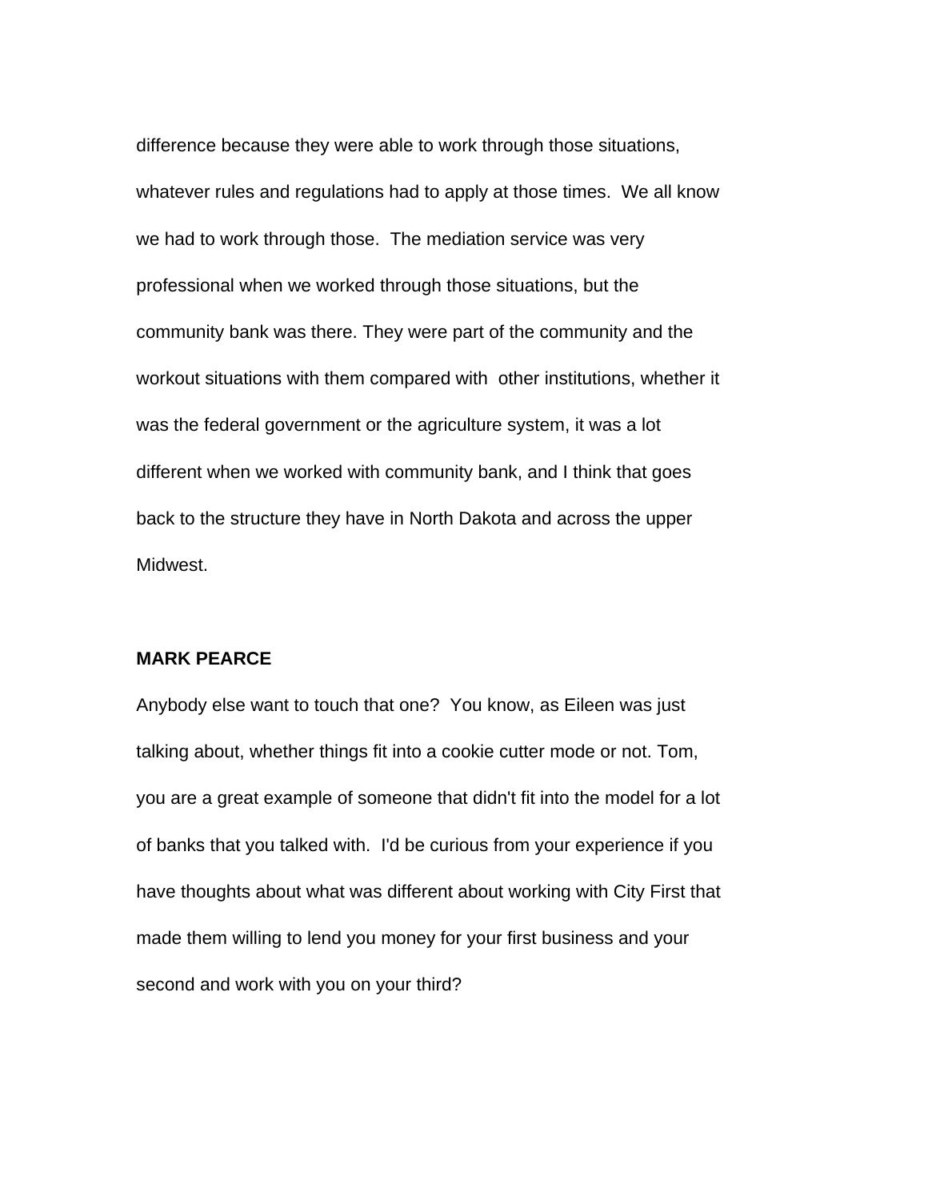difference because they were able to work through those situations, whatever rules and regulations had to apply at those times. We all know we had to work through those. The mediation service was very professional when we worked through those situations, but the community bank was there. They were part of the community and the workout situations with them compared with other institutions, whether it was the federal government or the agriculture system, it was a lot different when we worked with community bank, and I think that goes back to the structure they have in North Dakota and across the upper Midwest.

**MARK PEARCE**

Anybody else want to touch that one? You know, as Eileen was just talking about, whether things fit into a cookie cutter mode or not. Tom, you are a great example of someone that didn't fit into the model for a lot of banks that you talked with. I'd be curious from your experience if you have thoughts about what was different about working with City First that made them willing to lend you money for your first business and your second and work with you on your third?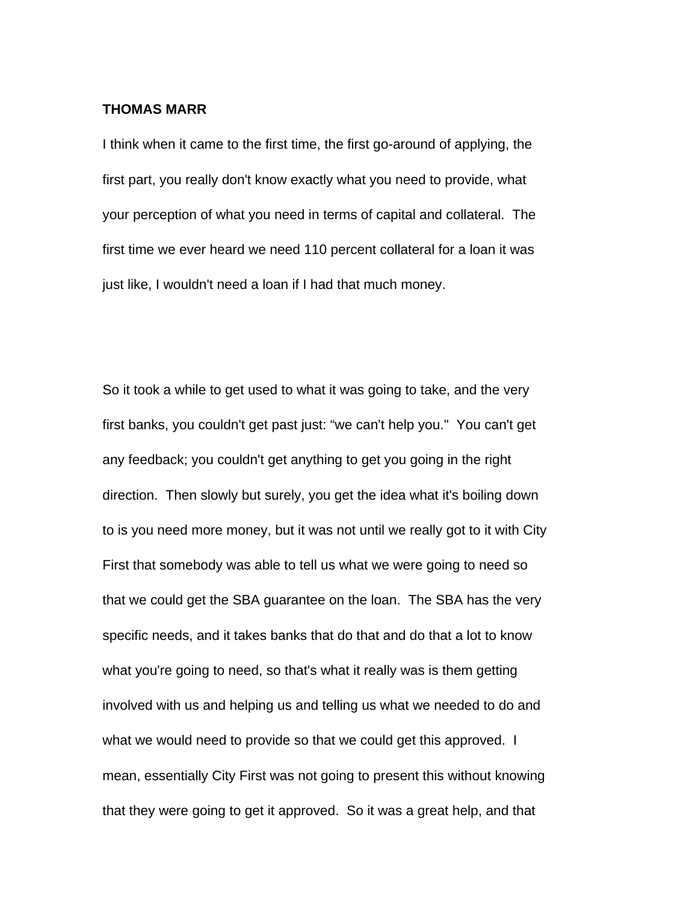**THOMAS MARR**

I think when it came to the first time, the first go-around of applying, the first part, you really don't know exactly what you need to provide, what your perception of what you need in terms of capital and collateral. The first time we ever heard we need 110 percent collateral for a loan it was just like, I wouldn't need a loan if I had that much money.

So it took a while to get used to what it was going to take, and the very first banks, you couldn't get past just: “we can't help you." You can't get any feedback; you couldn't get anything to get you going in the right direction. Then slowly but surely, you get the idea what it's boiling down to is you need more money, but it was not until we really got to it with City First that somebody was able to tell us what we were going to need so that we could get the SBA guarantee on the loan. The SBA has the very specific needs, and it takes banks that do that and do that a lot to know what you're going to need, so that's what it really was is them getting involved with us and helping us and telling us what we needed to do and what we would need to provide so that we could get this approved. I mean, essentially City First was not going to present this without knowing that they were going to get it approved. So it was a great help, and that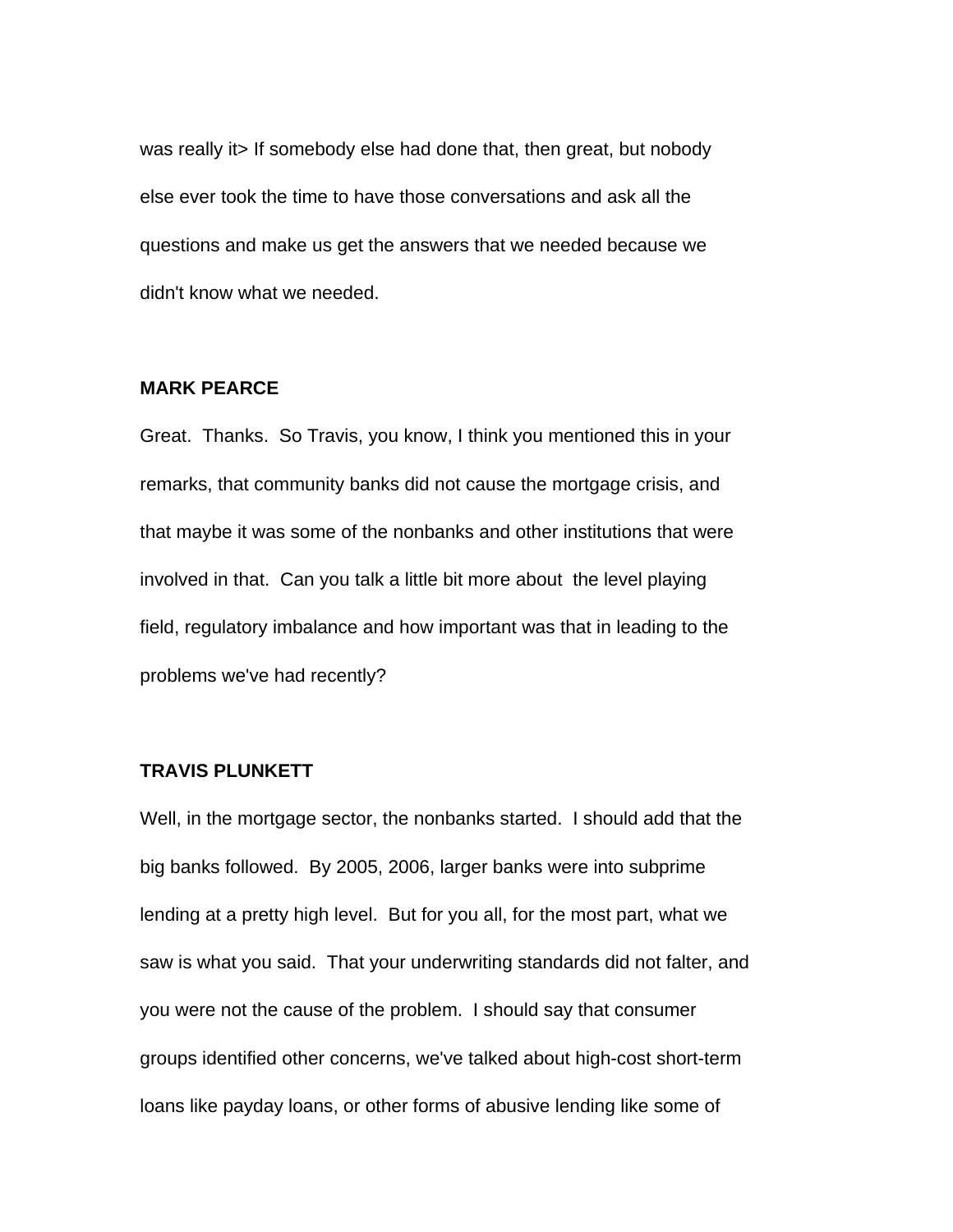was really it> If somebody else had done that, then great, but nobody else ever took the time to have those conversations and ask all the questions and make us get the answers that we needed because we didn't know what we needed.

**MARK PEARCE**

Great. Thanks. So Travis, you know, I think you mentioned this in your remarks, that community banks did not cause the mortgage crisis, and that maybe it was some of the nonbanks and other institutions that were involved in that. Can you talk a little bit more about the level playing field, regulatory imbalance and how important was that in leading to the problems we've had recently?

**TRAVIS PLUNKETT**

Well, in the mortgage sector, the nonbanks started. I should add that the big banks followed. By 2005, 2006, larger banks were into subprime lending at a pretty high level. But for you all, for the most part, what we saw is what you said. That your underwriting standards did not falter, and you were not the cause of the problem. I should say that consumer groups identified other concerns, we've talked about high-cost short-term loans like payday loans, or other forms of abusive lending like some of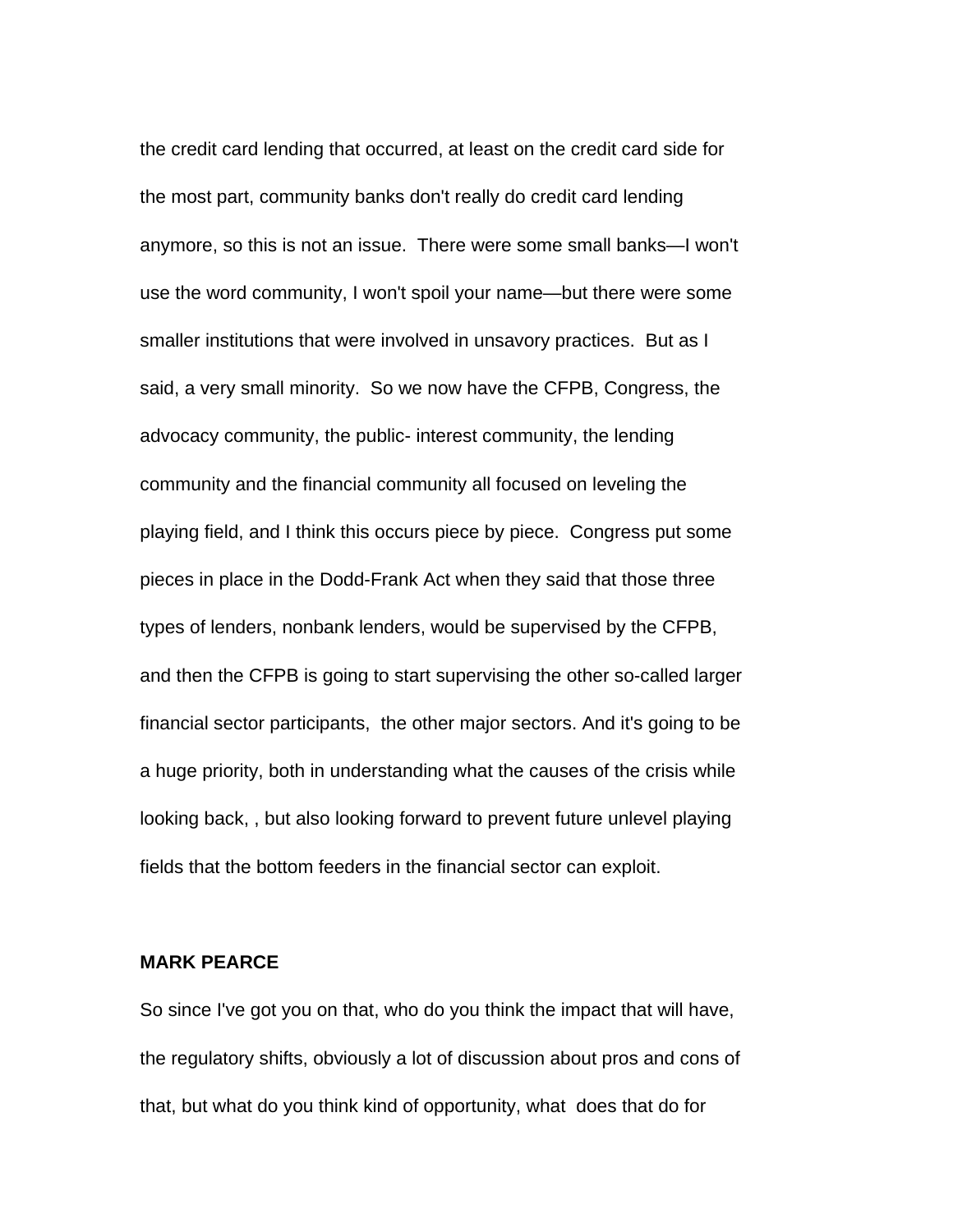the credit card lending that occurred, at least on the credit card side for the most part, community banks don't really do credit card lending anymore, so this is not an issue. There were some small banks—I won't use the word community, I won't spoil your name—but there were some smaller institutions that were involved in unsavory practices. But as I said, a very small minority. So we now have the CFPB, Congress, the advocacy community, the public- interest community, the lending community and the financial community all focused on leveling the playing field, and I think this occurs piece by piece. Congress put some pieces in place in the Dodd-Frank Act when they said that those three types of lenders, nonbank lenders, would be supervised by the CFPB, and then the CFPB is going to start supervising the other so-called larger financial sector participants, the other major sectors. And it's going to be a huge priority, both in understanding what the causes of the crisis while looking back, , but also looking forward to prevent future unlevel playing fields that the bottom feeders in the financial sector can exploit.

**MARK PEARCE**

So since I've got you on that, who do you think the impact that will have, the regulatory shifts, obviously a lot of discussion about pros and cons of that, but what do you think kind of opportunity, what does that do for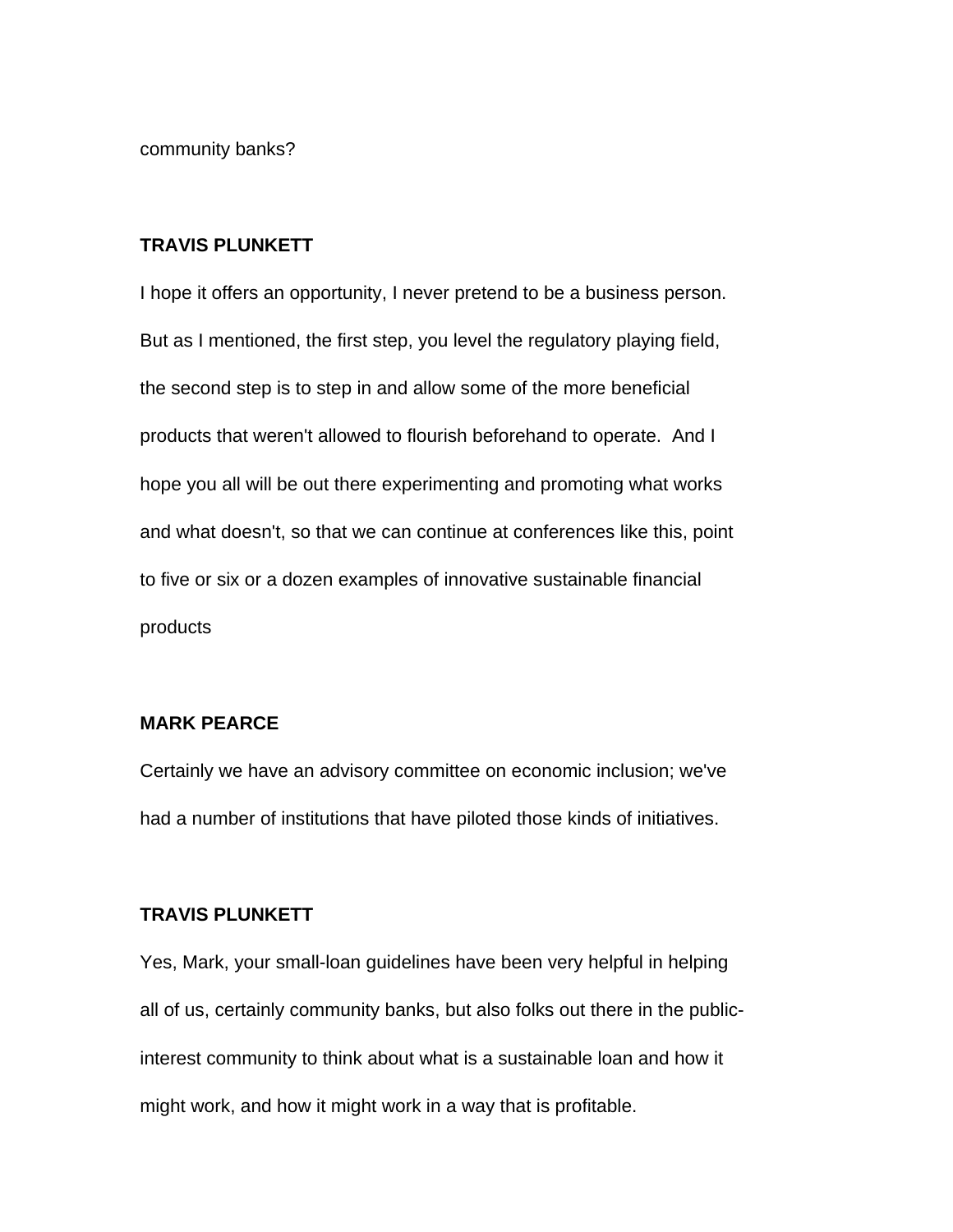community banks?

**TRAVIS PLUNKETT**

I hope it offers an opportunity, I never pretend to be a business person. But as I mentioned, the first step, you level the regulatory playing field, the second step is to step in and allow some of the more beneficial products that weren't allowed to flourish beforehand to operate. And I hope you all will be out there experimenting and promoting what works and what doesn't, so that we can continue at conferences like this, point to five or six or a dozen examples of innovative sustainable financial products

**MARK PEARCE**

Certainly we have an advisory committee on economic inclusion; we've had a number of institutions that have piloted those kinds of initiatives.

**TRAVIS PLUNKETT**

Yes, Mark, your small-loan guidelines have been very helpful in helping all of us, certainly community banks, but also folks out there in the public-interest community to think about what is a sustainable loan and how it might work, and how it might work in a way that is profitable.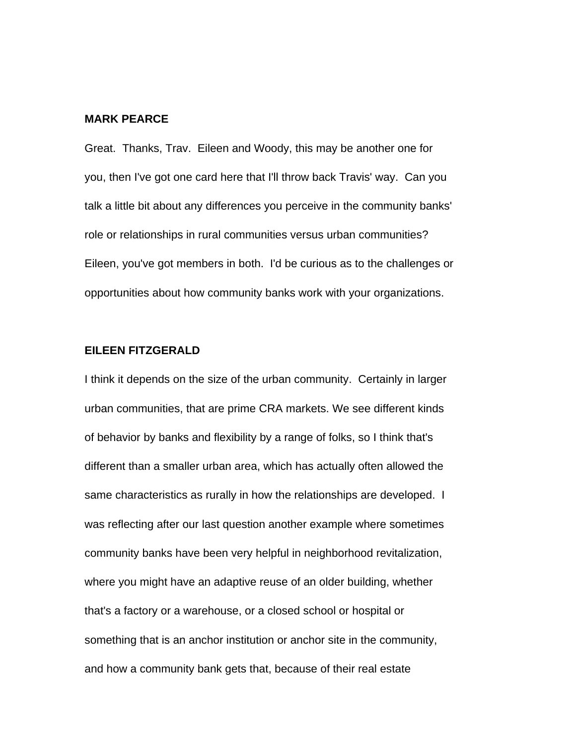**MARK PEARCE**

Great. Thanks, Trav. Eileen and Woody, this may be another one for you, then I've got one card here that I'll throw back Travis' way. Can you talk a little bit about any differences you perceive in the community banks' role or relationships in rural communities versus urban communities? Eileen, you've got members in both. I'd be curious as to the challenges or opportunities about how community banks work with your organizations.

**EILEEN FITZGERALD**

I think it depends on the size of the urban community. Certainly in larger urban communities, that are prime CRA markets. We see different kinds of behavior by banks and flexibility by a range of folks, so I think that's different than a smaller urban area, which has actually often allowed the same characteristics as rurally in how the relationships are developed. I was reflecting after our last question another example where sometimes community banks have been very helpful in neighborhood revitalization, where you might have an adaptive reuse of an older building, whether that's a factory or a warehouse, or a closed school or hospital or something that is an anchor institution or anchor site in the community, and how a community bank gets that, because of their real estate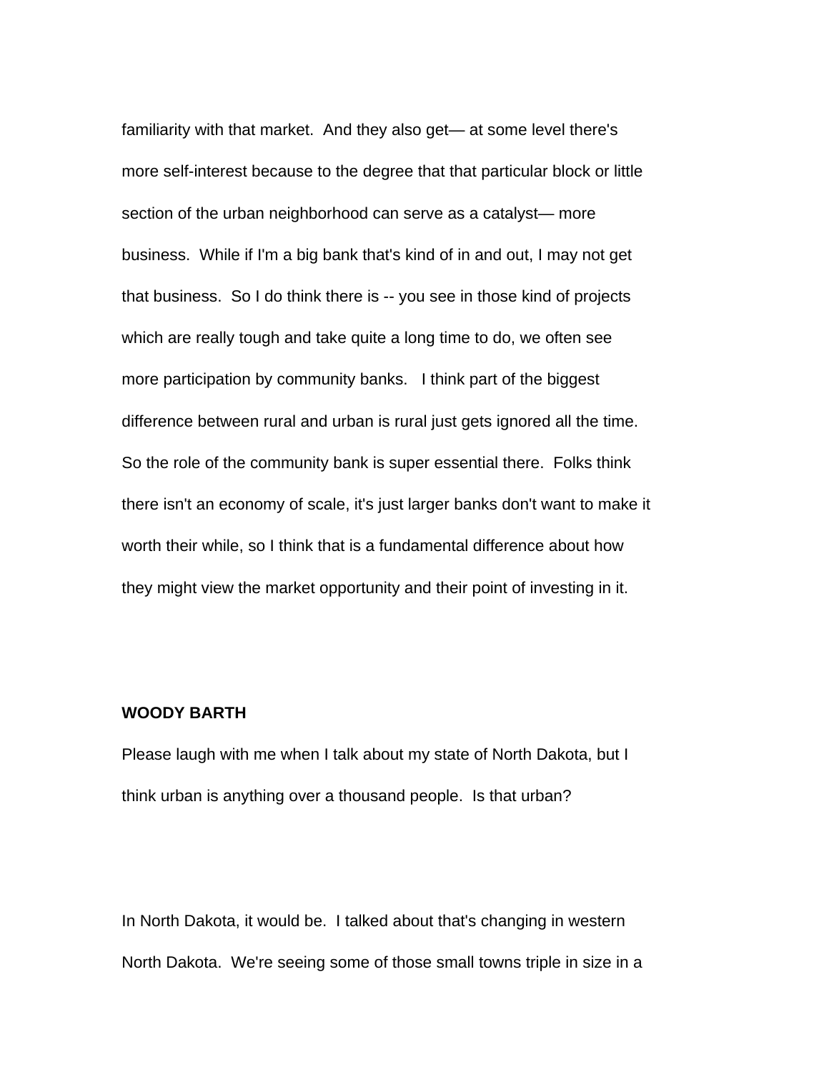familiarity with that market. And they also get— at some level there's more self-interest because to the degree that that particular block or little section of the urban neighborhood can serve as a catalyst— more business. While if I'm a big bank that's kind of in and out, I may not get that business. So I do think there is -- you see in those kind of projects which are really tough and take quite a long time to do, we often see more participation by community banks. I think part of the biggest difference between rural and urban is rural just gets ignored all the time. So the role of the community bank is super essential there. Folks think there isn't an economy of scale, it's just larger banks don't want to make it worth their while, so I think that is a fundamental difference about how they might view the market opportunity and their point of investing in it.

**WOODY BARTH**

Please laugh with me when I talk about my state of North Dakota, but I think urban is anything over a thousand people. Is that urban?

In North Dakota, it would be. I talked about that's changing in western North Dakota. We're seeing some of those small towns triple in size in a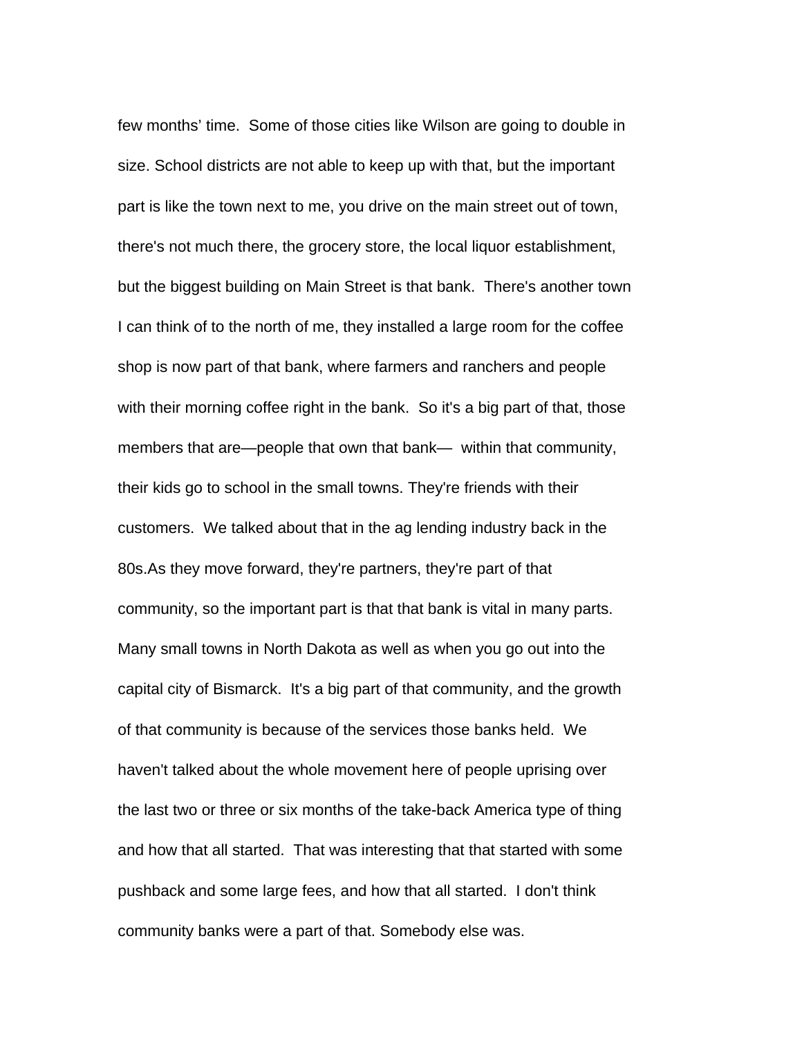few months' time.  Some of those cities like Wilson are going to double in size. School districts are not able to keep up with that, but the important part is like the town next to me, you drive on the main street out of town, there's not much there, the grocery store, the local liquor establishment, but the biggest building on Main Street is that bank.  There's another town I can think of to the north of me, they installed a large room for the coffee shop is now part of that bank, where farmers and ranchers and people with their morning coffee right in the bank.  So it's a big part of that, those members that are—people that own that bank—  within that community, their kids go to school in the small towns. They're friends with their customers.  We talked about that in the ag lending industry back in the 80s.As they move forward, they're partners, they're part of that community, so the important part is that that bank is vital in many parts. Many small towns in North Dakota as well as when you go out into the capital city of Bismarck.  It's a big part of that community, and the growth of that community is because of the services those banks held.  We haven't talked about the whole movement here of people uprising over the last two or three or six months of the take-back America type of thing and how that all started.  That was interesting that that started with some pushback and some large fees, and how that all started.  I don't think community banks were a part of that. Somebody else was.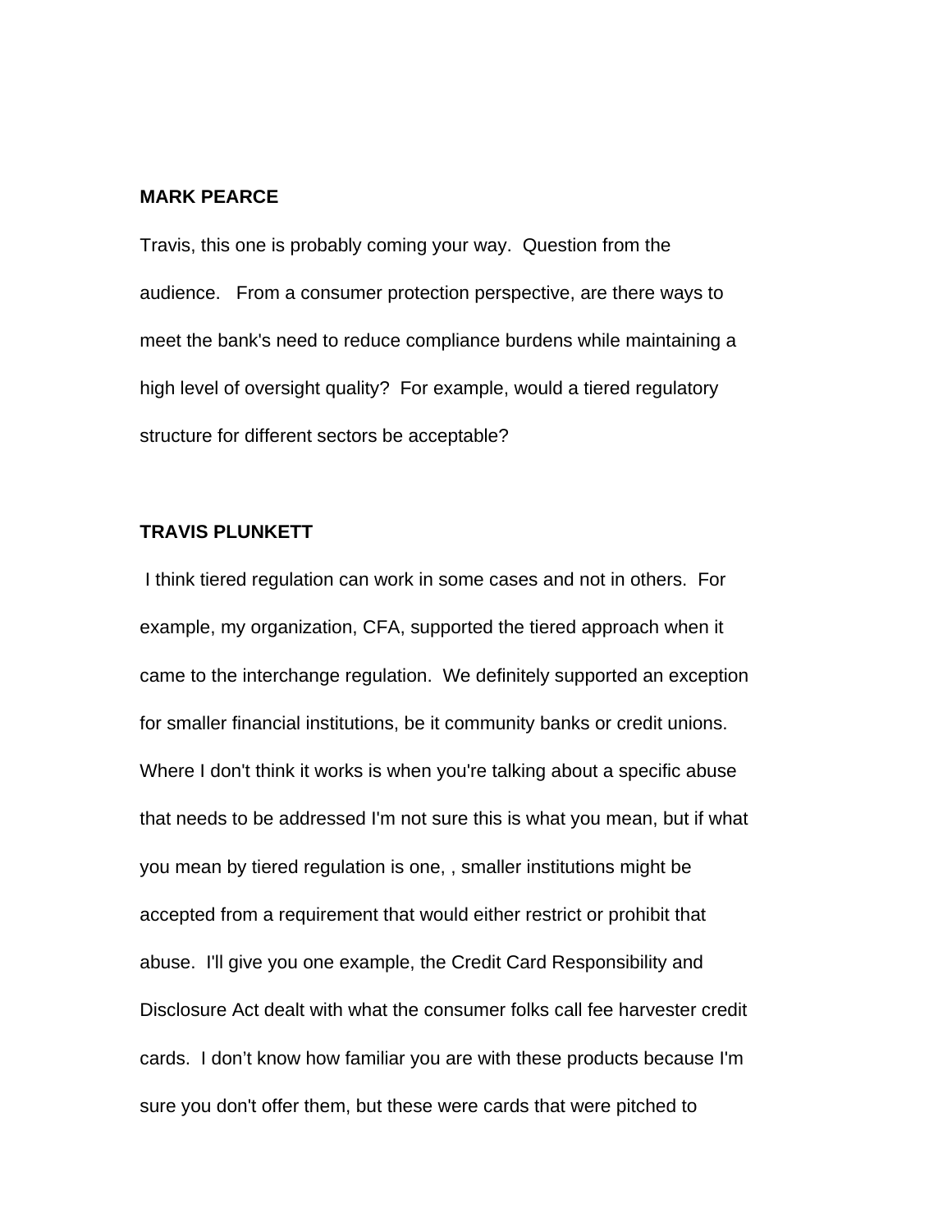**MARK PEARCE**

Travis, this one is probably coming your way. Question from the audience. From a consumer protection perspective, are there ways to meet the bank's need to reduce compliance burdens while maintaining a high level of oversight quality? For example, would a tiered regulatory structure for different sectors be acceptable?

**TRAVIS PLUNKETT**

I think tiered regulation can work in some cases and not in others. For example, my organization, CFA, supported the tiered approach when it came to the interchange regulation. We definitely supported an exception for smaller financial institutions, be it community banks or credit unions. Where I don't think it works is when you're talking about a specific abuse that needs to be addressed I'm not sure this is what you mean, but if what you mean by tiered regulation is one, , smaller institutions might be accepted from a requirement that would either restrict or prohibit that abuse. I'll give you one example, the Credit Card Responsibility and Disclosure Act dealt with what the consumer folks call fee harvester credit cards. I don't know how familiar you are with these products because I'm sure you don't offer them, but these were cards that were pitched to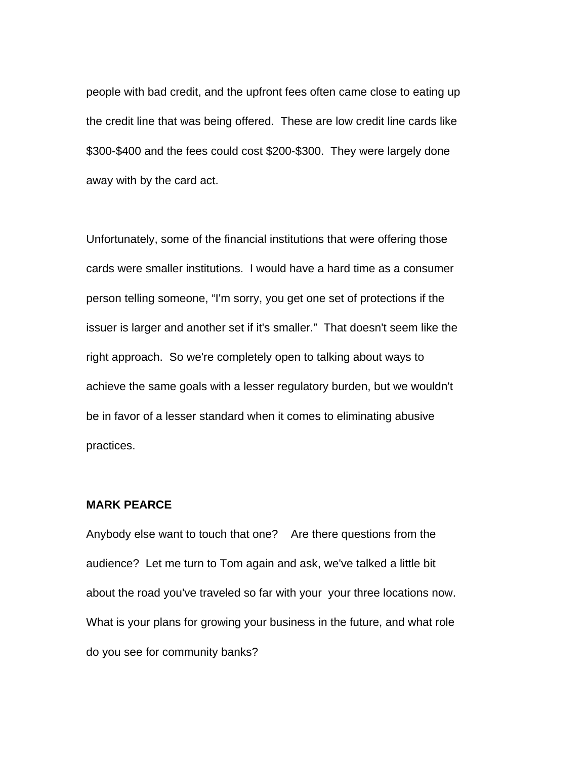people with bad credit, and the upfront fees often came close to eating up the credit line that was being offered. These are low credit line cards like $300-$400 and the fees could cost $200-$300. They were largely done away with by the card act.

Unfortunately, some of the financial institutions that were offering those cards were smaller institutions. I would have a hard time as a consumer person telling someone, "I'm sorry, you get one set of protections if the issuer is larger and another set if it's smaller." That doesn't seem like the right approach. So we're completely open to talking about ways to achieve the same goals with a lesser regulatory burden, but we wouldn't be in favor of a lesser standard when it comes to eliminating abusive practices.

**MARK PEARCE**

Anybody else want to touch that one? Are there questions from the audience? Let me turn to Tom again and ask, we've talked a little bit about the road you've traveled so far with your your three locations now. What is your plans for growing your business in the future, and what role do you see for community banks?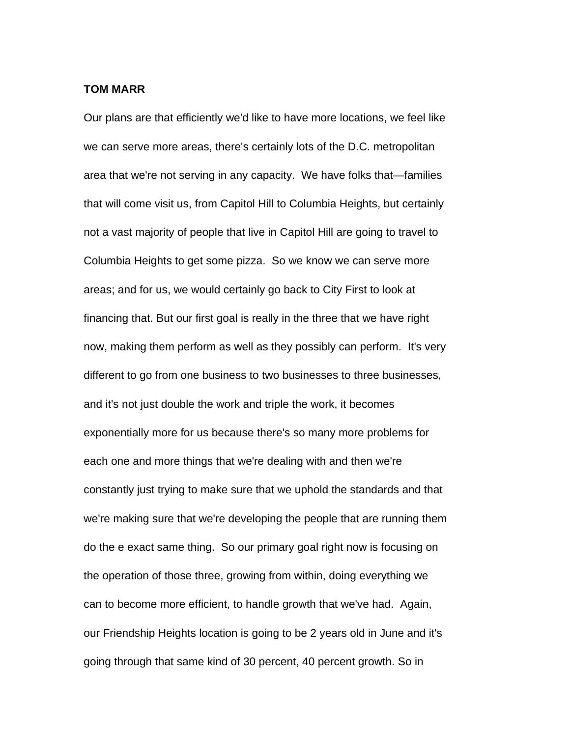**TOM MARR**

Our plans are that efficiently we'd like to have more locations, we feel like we can serve more areas, there's certainly lots of the D.C. metropolitan area that we're not serving in any capacity. We have folks that—families that will come visit us, from Capitol Hill to Columbia Heights, but certainly not a vast majority of people that live in Capitol Hill are going to travel to Columbia Heights to get some pizza. So we know we can serve more areas; and for us, we would certainly go back to City First to look at financing that. But our first goal is really in the three that we have right now, making them perform as well as they possibly can perform. It's very different to go from one business to two businesses to three businesses, and it's not just double the work and triple the work, it becomes exponentially more for us because there's so many more problems for each one and more things that we're dealing with and then we're constantly just trying to make sure that we uphold the standards and that we're making sure that we're developing the people that are running them do the e exact same thing. So our primary goal right now is focusing on the operation of those three, growing from within, doing everything we can to become more efficient, to handle growth that we've had. Again, our Friendship Heights location is going to be 2 years old in June and it's going through that same kind of 30 percent, 40 percent growth. So in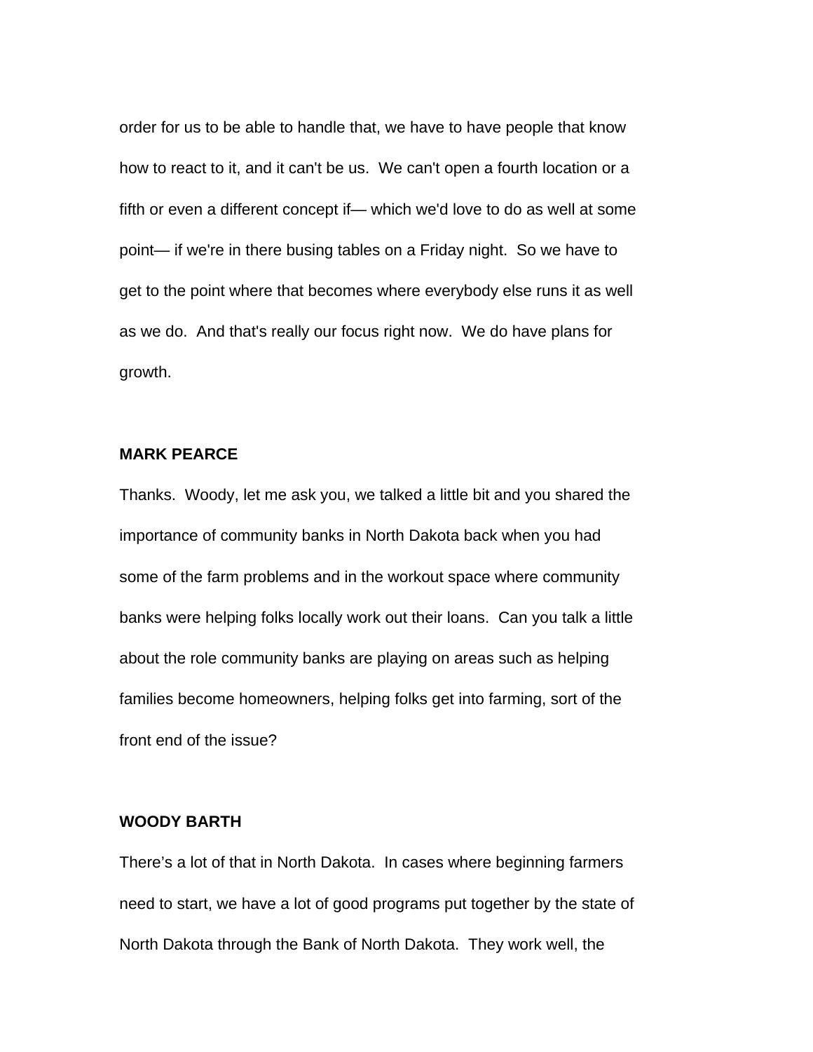order for us to be able to handle that, we have to have people that know how to react to it, and it can't be us. We can't open a fourth location or a fifth or even a different concept if— which we'd love to do as well at some point— if we're in there busing tables on a Friday night. So we have to get to the point where that becomes where everybody else runs it as well as we do. And that's really our focus right now. We do have plans for growth.

**MARK PEARCE**

Thanks. Woody, let me ask you, we talked a little bit and you shared the importance of community banks in North Dakota back when you had some of the farm problems and in the workout space where community banks were helping folks locally work out their loans. Can you talk a little about the role community banks are playing on areas such as helping families become homeowners, helping folks get into farming, sort of the front end of the issue?

**WOODY BARTH**

There's a lot of that in North Dakota. In cases where beginning farmers need to start, we have a lot of good programs put together by the state of North Dakota through the Bank of North Dakota. They work well, the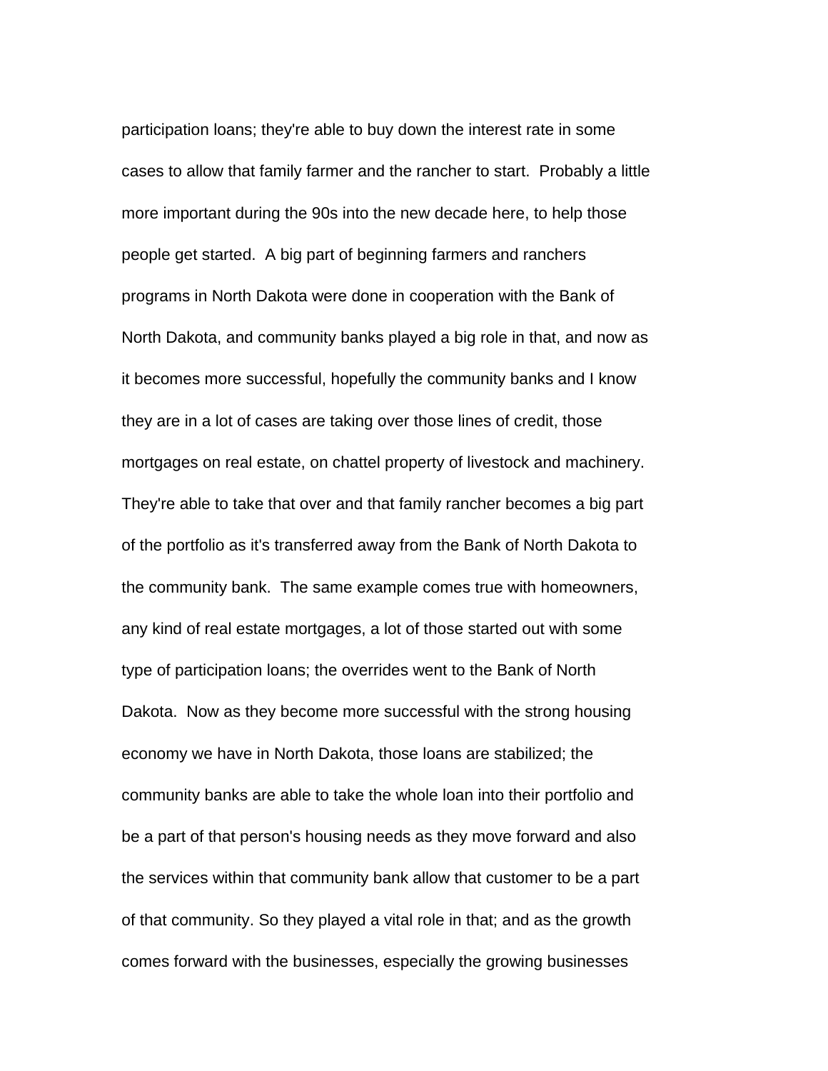participation loans; they're able to buy down the interest rate in some cases to allow that family farmer and the rancher to start. Probably a little more important during the 90s into the new decade here, to help those people get started. A big part of beginning farmers and ranchers programs in North Dakota were done in cooperation with the Bank of North Dakota, and community banks played a big role in that, and now as it becomes more successful, hopefully the community banks and I know they are in a lot of cases are taking over those lines of credit, those mortgages on real estate, on chattel property of livestock and machinery. They're able to take that over and that family rancher becomes a big part of the portfolio as it's transferred away from the Bank of North Dakota to the community bank. The same example comes true with homeowners, any kind of real estate mortgages, a lot of those started out with some type of participation loans; the overrides went to the Bank of North Dakota. Now as they become more successful with the strong housing economy we have in North Dakota, those loans are stabilized; the community banks are able to take the whole loan into their portfolio and be a part of that person's housing needs as they move forward and also the services within that community bank allow that customer to be a part of that community. So they played a vital role in that; and as the growth comes forward with the businesses, especially the growing businesses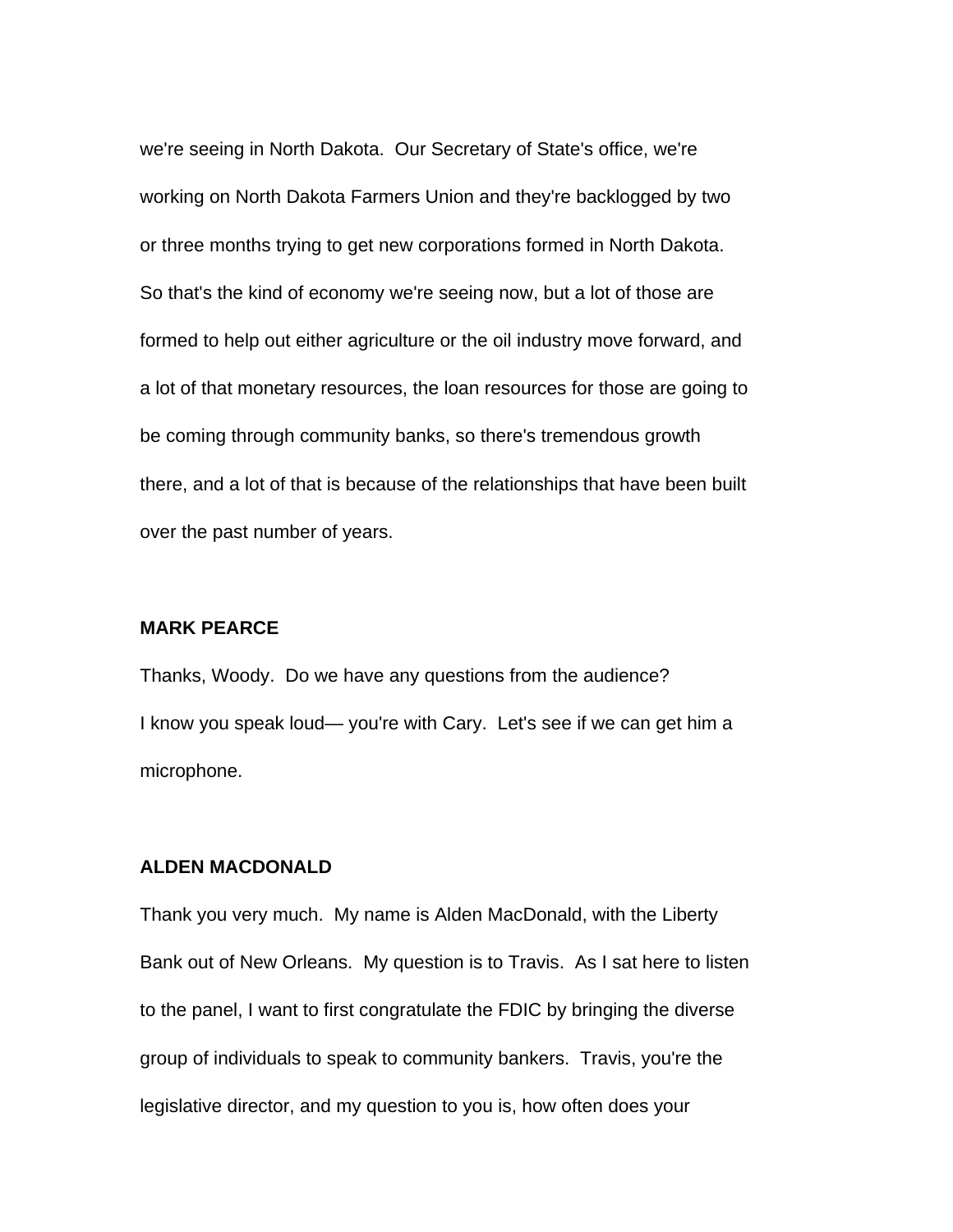we're seeing in North Dakota. Our Secretary of State's office, we're working on North Dakota Farmers Union and they're backlogged by two or three months trying to get new corporations formed in North Dakota. So that's the kind of economy we're seeing now, but a lot of those are formed to help out either agriculture or the oil industry move forward, and a lot of that monetary resources, the loan resources for those are going to be coming through community banks, so there's tremendous growth there, and a lot of that is because of the relationships that have been built over the past number of years.

**MARK PEARCE**

Thanks, Woody. Do we have any questions from the audience? I know you speak loud— you're with Cary. Let's see if we can get him a microphone.

**ALDEN MACDONALD**

Thank you very much. My name is Alden MacDonald, with the Liberty Bank out of New Orleans. My question is to Travis. As I sat here to listen to the panel, I want to first congratulate the FDIC by bringing the diverse group of individuals to speak to community bankers. Travis, you're the legislative director, and my question to you is, how often does your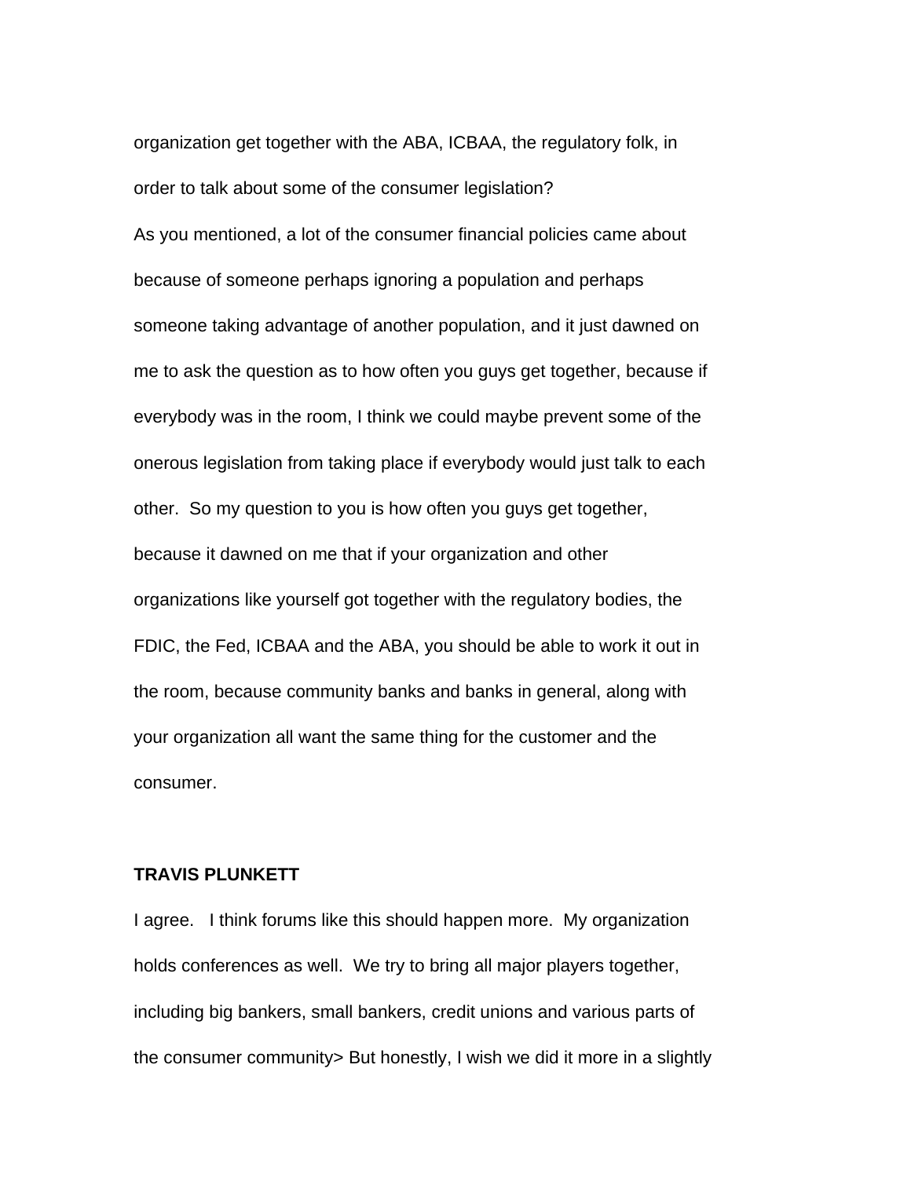organization get together with the ABA, ICBAA, the regulatory folk, in order to talk about some of the consumer legislation?

As you mentioned, a lot of the consumer financial policies came about because of someone perhaps ignoring a population and perhaps someone taking advantage of another population, and it just dawned on me to ask the question as to how often you guys get together, because if everybody was in the room, I think we could maybe prevent some of the onerous legislation from taking place if everybody would just talk to each other. So my question to you is how often you guys get together, because it dawned on me that if your organization and other organizations like yourself got together with the regulatory bodies, the FDIC, the Fed, ICBAA and the ABA, you should be able to work it out in the room, because community banks and banks in general, along with your organization all want the same thing for the customer and the consumer.

**TRAVIS PLUNKETT**

I agree. I think forums like this should happen more. My organization holds conferences as well. We try to bring all major players together, including big bankers, small bankers, credit unions and various parts of the consumer community> But honestly, I wish we did it more in a slightly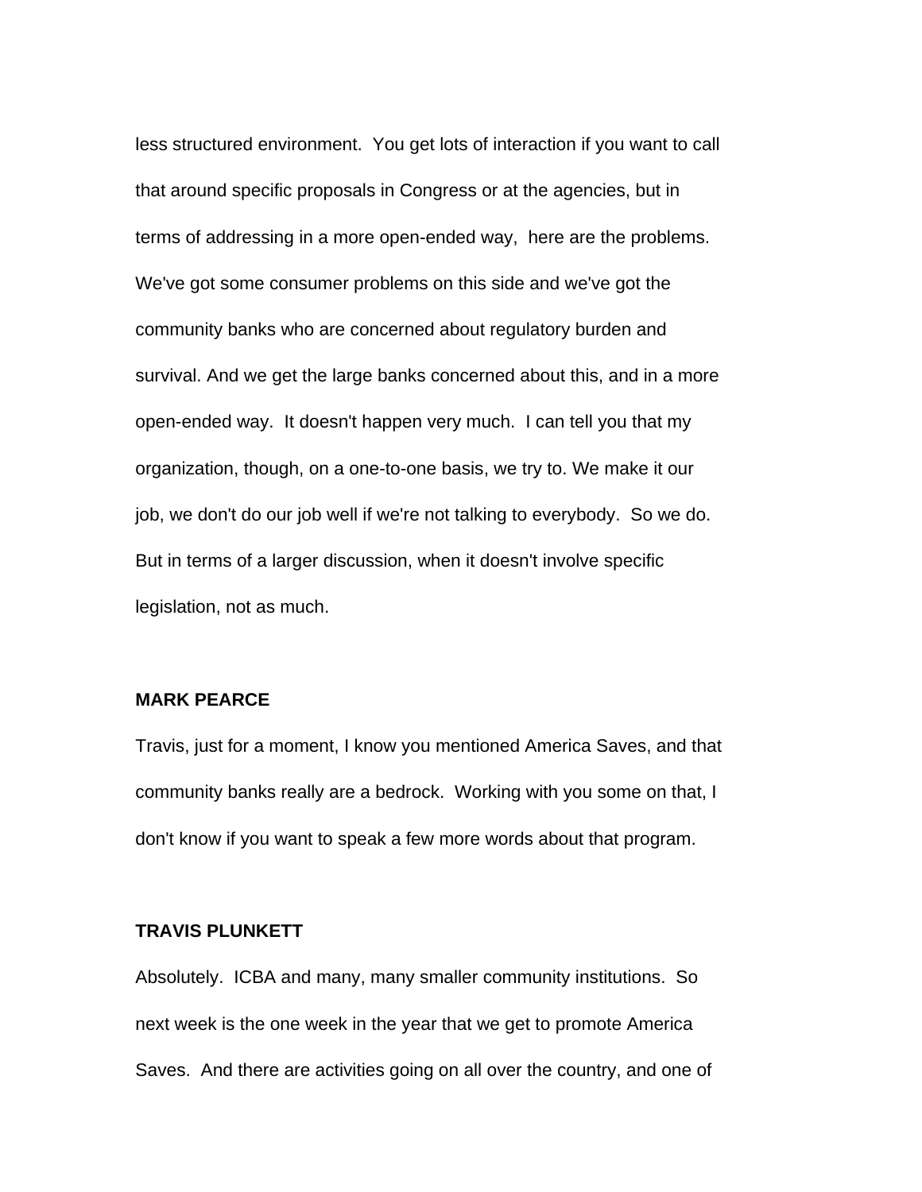less structured environment. You get lots of interaction if you want to call that around specific proposals in Congress or at the agencies, but in terms of addressing in a more open-ended way, here are the problems. We've got some consumer problems on this side and we've got the community banks who are concerned about regulatory burden and survival. And we get the large banks concerned about this, and in a more open-ended way. It doesn't happen very much. I can tell you that my organization, though, on a one-to-one basis, we try to. We make it our job, we don't do our job well if we're not talking to everybody. So we do. But in terms of a larger discussion, when it doesn't involve specific legislation, not as much.

**MARK PEARCE**

Travis, just for a moment, I know you mentioned America Saves, and that community banks really are a bedrock. Working with you some on that, I don't know if you want to speak a few more words about that program.

**TRAVIS PLUNKETT**

Absolutely. ICBA and many, many smaller community institutions. So next week is the one week in the year that we get to promote America Saves. And there are activities going on all over the country, and one of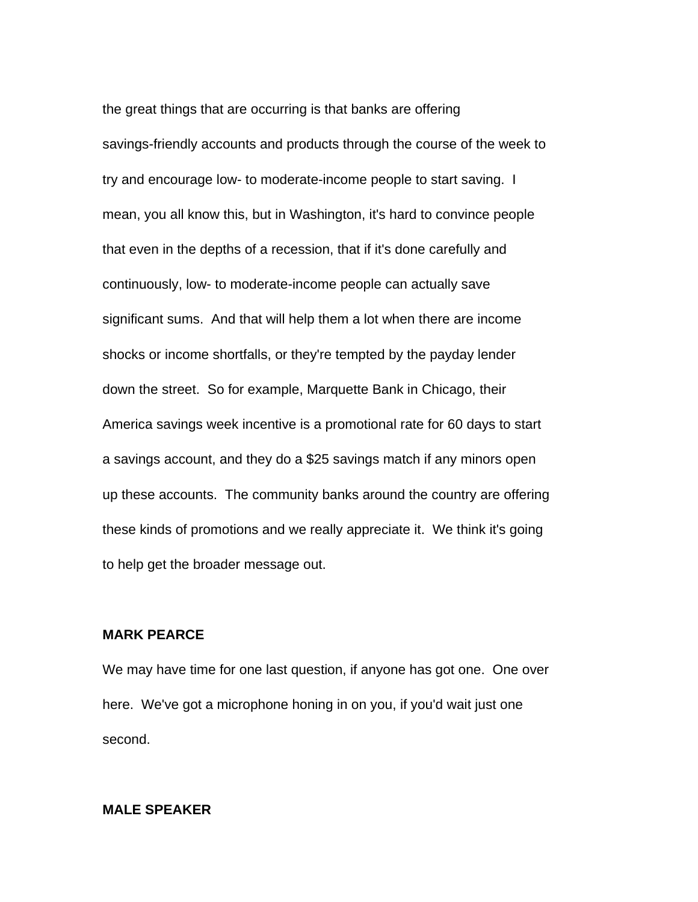the great things that are occurring is that banks are offering savings-friendly accounts and products through the course of the week to try and encourage low- to moderate-income people to start saving. I mean, you all know this, but in Washington, it's hard to convince people that even in the depths of a recession, that if it's done carefully and continuously, low- to moderate-income people can actually save significant sums. And that will help them a lot when there are income shocks or income shortfalls, or they're tempted by the payday lender down the street. So for example, Marquette Bank in Chicago, their America savings week incentive is a promotional rate for 60 days to start a savings account, and they do a $25 savings match if any minors open up these accounts. The community banks around the country are offering these kinds of promotions and we really appreciate it. We think it's going to help get the broader message out.

**MARK PEARCE**

We may have time for one last question, if anyone has got one. One over here. We've got a microphone honing in on you, if you'd wait just one second.

**MALE SPEAKER**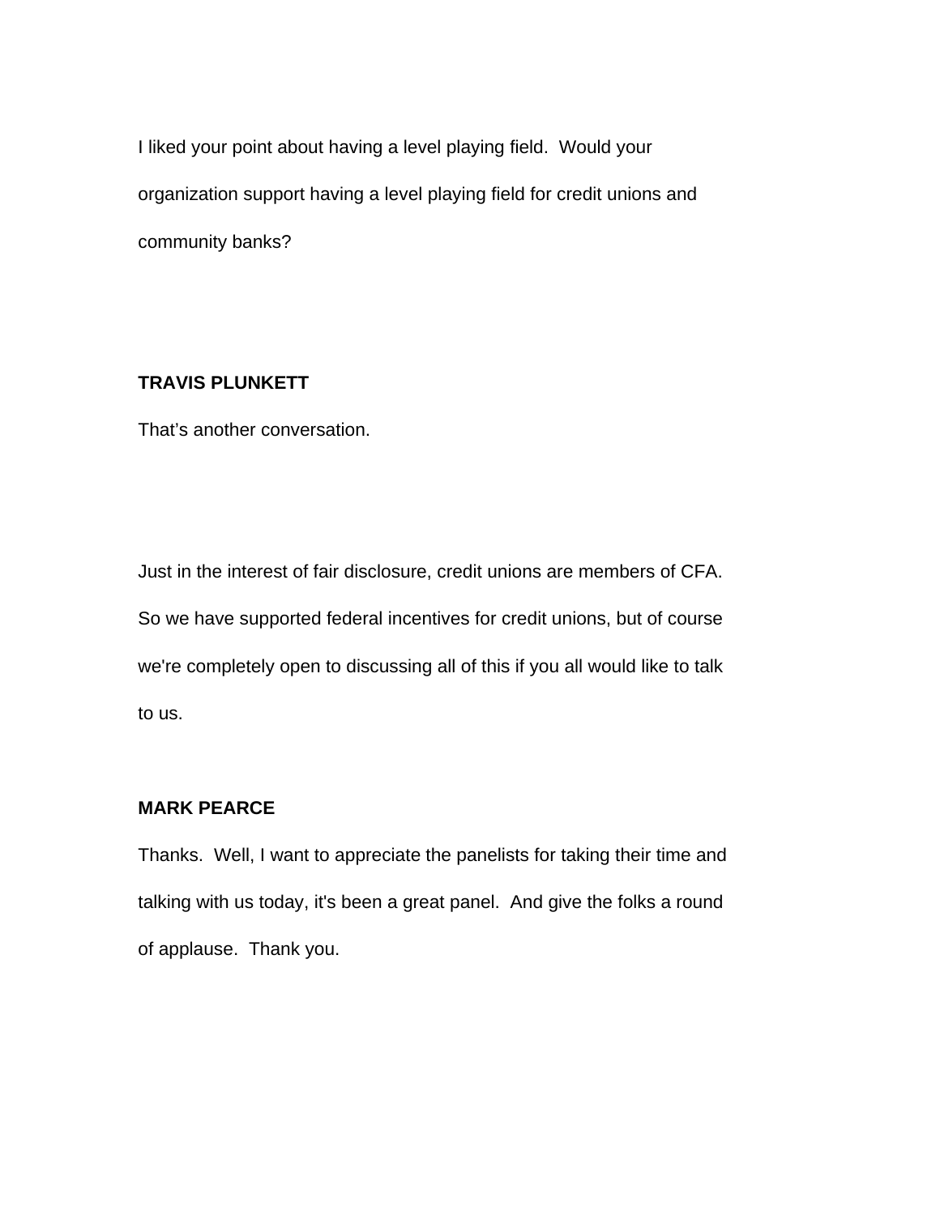I liked your point about having a level playing field. Would your organization support having a level playing field for credit unions and community banks?

**TRAVIS PLUNKETT**

That's another conversation.

Just in the interest of fair disclosure, credit unions are members of CFA. So we have supported federal incentives for credit unions, but of course we're completely open to discussing all of this if you all would like to talk to us.

**MARK PEARCE**

Thanks. Well, I want to appreciate the panelists for taking their time and talking with us today, it's been a great panel. And give the folks a round of applause. Thank you.